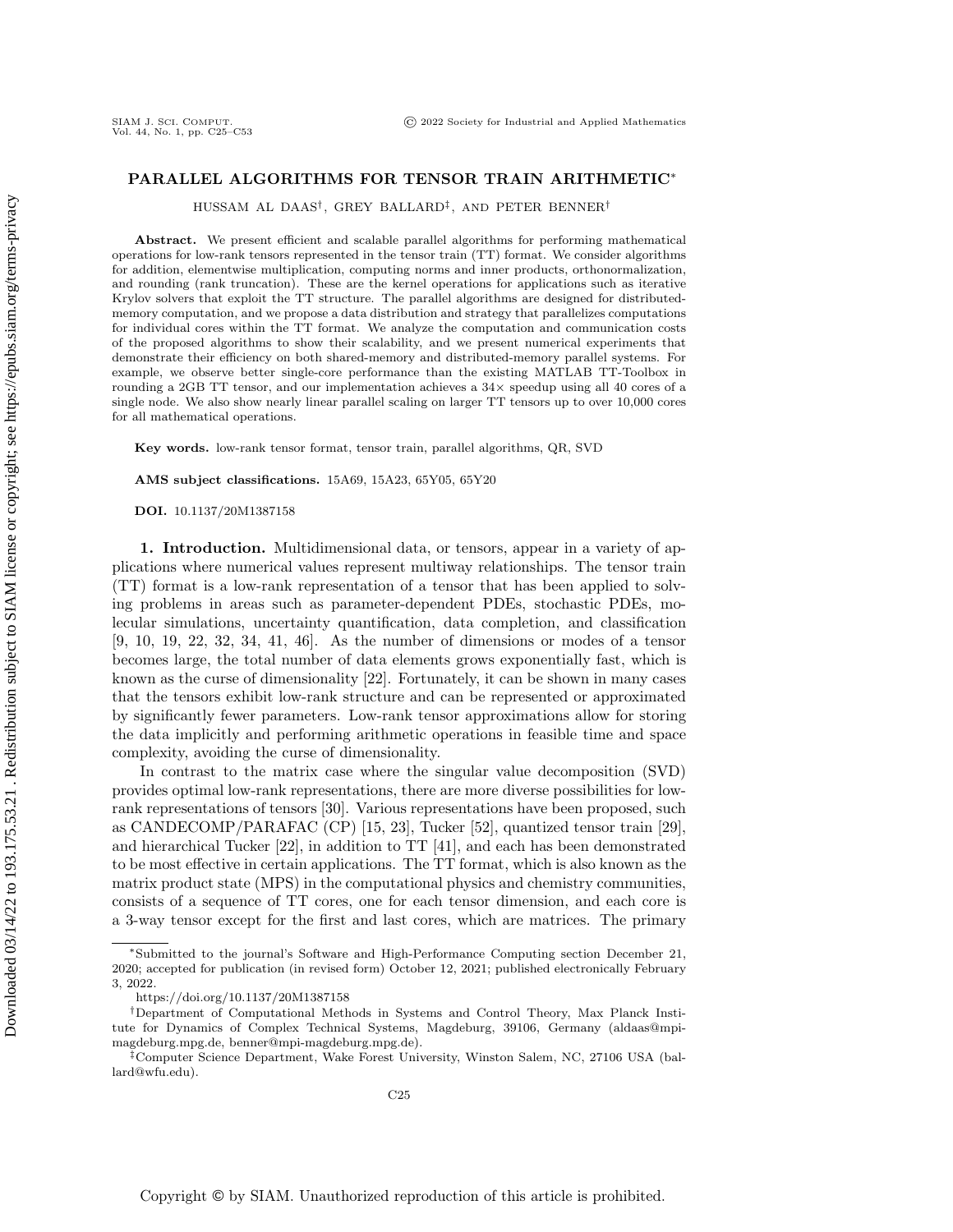# PARALLEL ALGORITHMS FOR TENSOR TRAIN ARITHMETIC*

HUSSAM AL DAAS†, GREY BALLARD‡, AND PETER BENNER†

**Abstract.** We present efficient and scalable parallel algorithms for performing mathematical operations for low-rank tensors represented in the tensor train (TT) format. We consider algorithms for addition, elementwise multiplication, computing norms and inner products, orthonormalization, and rounding (rank truncation). These are the kernel operations for applications such as iterative Krylov solvers that exploit the TT structure. The parallel algorithms are designed for distributed-memory computation, and we propose a data distribution and strategy that parallelizes computations for individual cores within the TT format. We analyze the computation and communication costs of the proposed algorithms to show their scalability, and we present numerical experiments that demonstrate their efficiency on both shared-memory and distributed-memory parallel systems. For example, we observe better single-core performance than the existing MATLAB TT-Toolbox in rounding a 2GB TT tensor, and our implementation achieves a 34× speedup using all 40 cores of a single node. We also show nearly linear parallel scaling on larger TT tensors up to over 10,000 cores for all mathematical operations.

**Key words.** low-rank tensor format, tensor train, parallel algorithms, QR, SVD

**AMS subject classifications.** 15A69, 15A23, 65Y05, 65Y20

**DOI.** 10.1137/20M1387158

## 1. Introduction.

Multidimensional data, or tensors, appear in a variety of applications where numerical values represent multiway relationships. The tensor train (TT) format is a low-rank representation of a tensor that has been applied to solving problems in areas such as parameter-dependent PDEs, stochastic PDEs, molecular simulations, uncertainty quantification, data completion, and classification [9, 10, 19, 22, 32, 34, 41, 46]. As the number of dimensions or modes of a tensor becomes large, the total number of data elements grows exponentially fast, which is known as the curse of dimensionality [22]. Fortunately, it can be shown in many cases that the tensors exhibit low-rank structure and can be represented or approximated by significantly fewer parameters. Low-rank tensor approximations allow for storing the data implicitly and performing arithmetic operations in feasible time and space complexity, avoiding the curse of dimensionality.

In contrast to the matrix case where the singular value decomposition (SVD) provides optimal low-rank representations, there are more diverse possibilities for low-rank representations of tensors [30]. Various representations have been proposed, such as CANDECOMP/PARAFAC (CP) [15, 23], Tucker [52], quantized tensor train [29], and hierarchical Tucker [22], in addition to TT [41], and each has been demonstrated to be most effective in certain applications. The TT format, which is also known as the matrix product state (MPS) in the computational physics and chemistry communities, consists of a sequence of TT cores, one for each tensor dimension, and each core is a 3-way tensor except for the first and last cores, which are matrices. The primary

---

*Submitted to the journal's Software and High-Performance Computing section December 21, 2020; accepted for publication (in revised form) October 12, 2021; published electronically February 3, 2022.

https://doi.org/10.1137/20M1387158

†Department of Computational Methods in Systems and Control Theory, Max Planck Institute for Dynamics of Complex Technical Systems, Magdeburg, 39106, Germany (aldaas@mpi-magdeburg.mpg.de, benner@mpi-magdeburg.mpg.de).

‡Computer Science Department, Wake Forest University, Winston Salem, NC, 27106 USA (ballard@wfu.edu).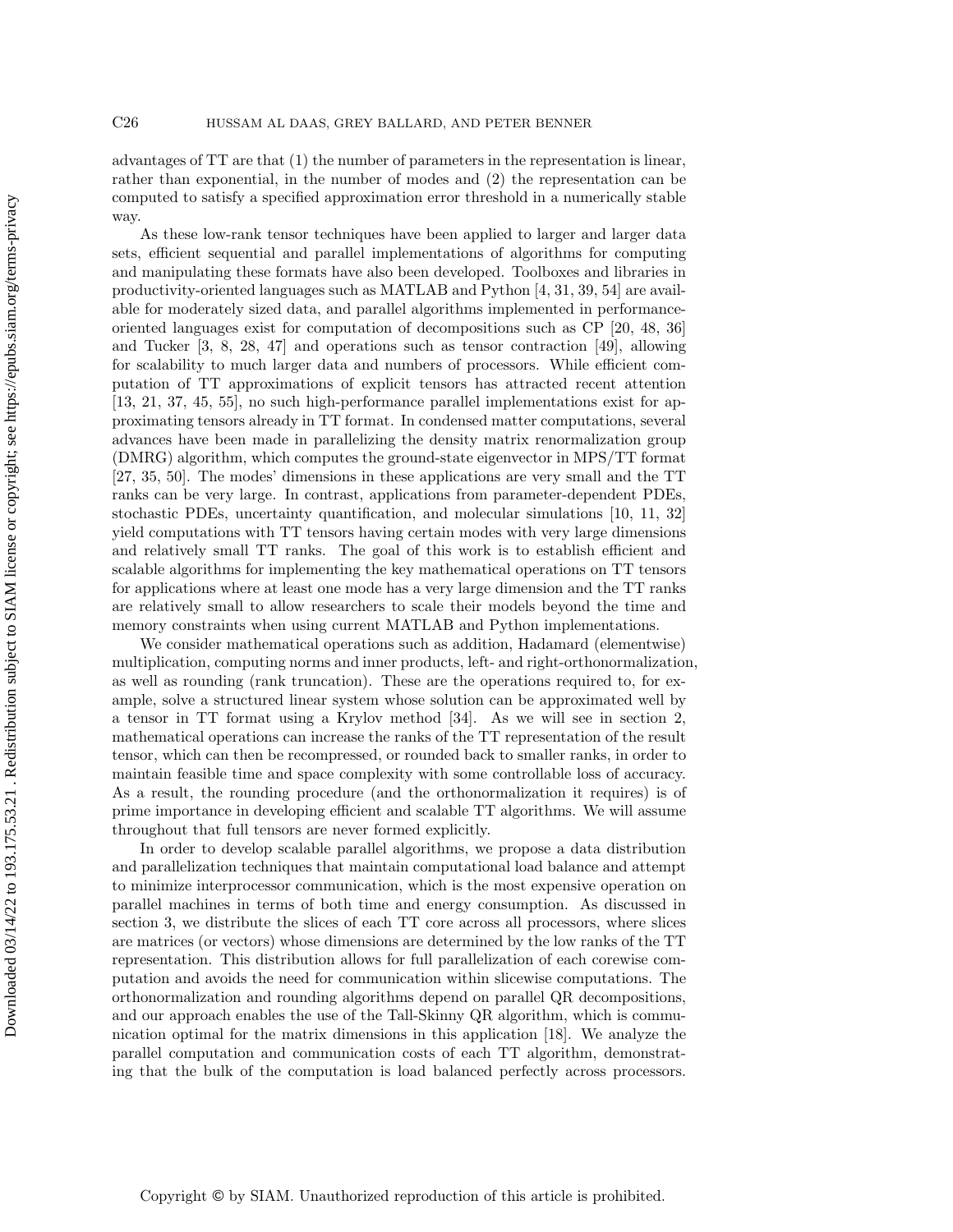advantages of TT are that (1) the number of parameters in the representation is linear, rather than exponential, in the number of modes and (2) the representation can be computed to satisfy a specified approximation error threshold in a numerically stable way.

As these low-rank tensor techniques have been applied to larger and larger data sets, efficient sequential and parallel implementations of algorithms for computing and manipulating these formats have also been developed. Toolboxes and libraries in productivity-oriented languages such as MATLAB and Python [4, 31, 39, 54] are available for moderately sized data, and parallel algorithms implemented in performance-oriented languages exist for computation of decompositions such as CP [20, 48, 36] and Tucker [3, 8, 28, 47] and operations such as tensor contraction [49], allowing for scalability to much larger data and numbers of processors. While efficient computation of TT approximations of explicit tensors has attracted recent attention [13, 21, 37, 45, 55], no such high-performance parallel implementations exist for approximating tensors already in TT format. In condensed matter computations, several advances have been made in parallelizing the density matrix renormalization group (DMRG) algorithm, which computes the ground-state eigenvector in MPS/TT format [27, 35, 50]. The modes' dimensions in these applications are very small and the TT ranks can be very large. In contrast, applications from parameter-dependent PDEs, stochastic PDEs, uncertainty quantification, and molecular simulations [10, 11, 32] yield computations with TT tensors having certain modes with very large dimensions and relatively small TT ranks. The goal of this work is to establish efficient and scalable algorithms for implementing the key mathematical operations on TT tensors for applications where at least one mode has a very large dimension and the TT ranks are relatively small to allow researchers to scale their models beyond the time and memory constraints when using current MATLAB and Python implementations.

We consider mathematical operations such as addition, Hadamard (elementwise) multiplication, computing norms and inner products, left- and right-orthonormalization, as well as rounding (rank truncation). These are the operations required to, for example, solve a structured linear system whose solution can be approximated well by a tensor in TT format using a Krylov method [34]. As we will see in section 2, mathematical operations can increase the ranks of the TT representation of the result tensor, which can then be recompressed, or rounded back to smaller ranks, in order to maintain feasible time and space complexity with some controllable loss of accuracy. As a result, the rounding procedure (and the orthonormalization it requires) is of prime importance in developing efficient and scalable TT algorithms. We will assume throughout that full tensors are never formed explicitly.

In order to develop scalable parallel algorithms, we propose a data distribution and parallelization techniques that maintain computational load balance and attempt to minimize interprocessor communication, which is the most expensive operation on parallel machines in terms of both time and energy consumption. As discussed in section 3, we distribute the slices of each TT core across all processors, where slices are matrices (or vectors) whose dimensions are determined by the low ranks of the TT representation. This distribution allows for full parallelization of each corewise computation and avoids the need for communication within slicewise computations. The orthonormalization and rounding algorithms depend on parallel QR decompositions, and our approach enables the use of the Tall-Skinny QR algorithm, which is communication optimal for the matrix dimensions in this application [18]. We analyze the parallel computation and communication costs of each TT algorithm, demonstrating that the bulk of the computation is load balanced perfectly across processors.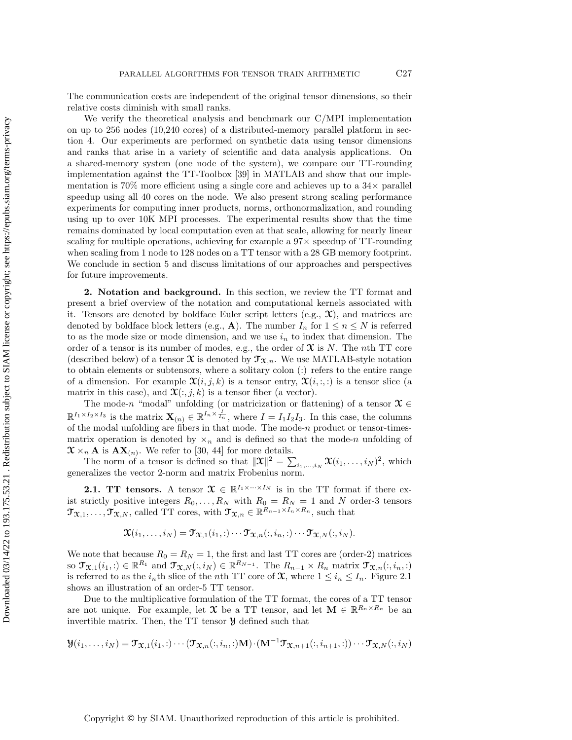The communication costs are independent of the original tensor dimensions, so their relative costs diminish with small ranks.

We verify the theoretical analysis and benchmark our C/MPI implementation on up to 256 nodes (10,240 cores) of a distributed-memory parallel platform in section 4. Our experiments are performed on synthetic data using tensor dimensions and ranks that arise in a variety of scientific and data analysis applications. On a shared-memory system (one node of the system), we compare our TT-rounding implementation against the TT-Toolbox [39] in MATLAB and show that our implementation is 70% more efficient using a single core and achieves up to a 34× parallel speedup using all 40 cores on the node. We also present strong scaling performance experiments for computing inner products, norms, orthonormalization, and rounding using up to over 10K MPI processes. The experimental results show that the time remains dominated by local computation even at that scale, allowing for nearly linear scaling for multiple operations, achieving for example a 97× speedup of TT-rounding when scaling from 1 node to 128 nodes on a TT tensor with a 28 GB memory footprint. We conclude in section 5 and discuss limitations of our approaches and perspectives for future improvements.

## 2. Notation and background.

In this section, we review the TT format and present a brief overview of the notation and computational kernels associated with it. Tensors are denoted by boldface Euler script letters (e.g., $\boldsymbol{\mathfrak{X}}$), and matrices are denoted by boldface block letters (e.g., $\mathbf{A}$). The number $I_n$ for $1 \leq n \leq N$ is referred to as the mode size or mode dimension, and we use $i_n$ to index that dimension. The order of a tensor is its number of modes, e.g., the order of $\boldsymbol{\mathfrak{X}}$ is $N$. The $n$th TT core (described below) of a tensor $\boldsymbol{\mathfrak{X}}$ is denoted by $\boldsymbol{\mathfrak{T}}_{\boldsymbol{\mathfrak{X}},n}$. We use MATLAB-style notation to obtain elements or subtensors, where a solitary colon (:) refers to the entire range of a dimension. For example $\boldsymbol{\mathfrak{X}}(i,j,k)$ is a tensor entry, $\boldsymbol{\mathfrak{X}}(i,:,:)$ is a tensor slice (a matrix in this case), and $\boldsymbol{\mathfrak{X}}(:,j,k)$ is a tensor fiber (a vector).

The mode-$n$ "modal" unfolding (or matricization or flattening) of a tensor $\boldsymbol{\mathfrak{X}} \in \mathbb{R}^{I_1 \times I_2 \times I_3}$ is the matrix $\mathbf{X}_{(n)} \in \mathbb{R}^{I_n \times \frac{I}{I_n}}$, where $I = I_1 I_2 I_3$. In this case, the columns of the modal unfolding are fibers in that mode. The mode-$n$ product or tensor-times-matrix operation is denoted by $\times_n$ and is defined so that the mode-$n$ unfolding of $\boldsymbol{\mathfrak{X}} \times_n \mathbf{A}$ is $\mathbf{A}\mathbf{X}_{(n)}$. We refer to [30, 44] for more details.

The norm of a tensor is defined so that $\|\boldsymbol{\mathfrak{X}}\|^2 = \sum_{i_1,\ldots,i_N} \boldsymbol{\mathfrak{X}}(i_1,\ldots,i_N)^2$, which generalizes the vector 2-norm and matrix Frobenius norm.

### 2.1. TT tensors.

A tensor $\boldsymbol{\mathfrak{X}} \in \mathbb{R}^{I_1 \times \cdots \times I_N}$ is in the TT format if there exist strictly positive integers $R_0, \ldots, R_N$ with $R_0 = R_N = 1$ and $N$ order-3 tensors $\boldsymbol{\mathfrak{T}}_{\boldsymbol{\mathfrak{X}},1}, \ldots, \boldsymbol{\mathfrak{T}}_{\boldsymbol{\mathfrak{X}},N}$, called TT cores, with $\boldsymbol{\mathfrak{T}}_{\boldsymbol{\mathfrak{X}},n} \in \mathbb{R}^{R_{n-1} \times I_n \times R_n}$, such that

$$\boldsymbol{\mathfrak{X}}(i_1,\ldots,i_N) = \boldsymbol{\mathfrak{T}}_{\boldsymbol{\mathfrak{X}},1}(i_1,:) \cdots \boldsymbol{\mathfrak{T}}_{\boldsymbol{\mathfrak{X}},n}(:,i_n,:) \cdots \boldsymbol{\mathfrak{T}}_{\boldsymbol{\mathfrak{X}},N}(:,i_N).$$

We note that because $R_0 = R_N = 1$, the first and last TT cores are (order-2) matrices so $\boldsymbol{\mathfrak{T}}_{\boldsymbol{\mathfrak{X}},1}(i_1,:) \in \mathbb{R}^{R_1}$ and $\boldsymbol{\mathfrak{T}}_{\boldsymbol{\mathfrak{X}},N}(:,i_N) \in \mathbb{R}^{R_{N-1}}$. The $R_{n-1} \times R_n$ matrix $\boldsymbol{\mathfrak{T}}_{\boldsymbol{\mathfrak{X}},n}(:,i_n,:)$ is referred to as the $i_n$th slice of the $n$th TT core of $\boldsymbol{\mathfrak{X}}$, where $1 \leq i_n \leq I_n$. Figure 2.1 shows an illustration of an order-5 TT tensor.

Due to the multiplicative formulation of the TT format, the cores of a TT tensor are not unique. For example, let $\boldsymbol{\mathfrak{X}}$ be a TT tensor, and let $\mathbf{M} \in \mathbb{R}^{R_n \times R_n}$ be an invertible matrix. Then, the TT tensor $\boldsymbol{\mathfrak{Y}}$ defined such that

$$\boldsymbol{\mathfrak{Y}}(i_1,\ldots,i_N) = \boldsymbol{\mathfrak{T}}_{\boldsymbol{\mathfrak{X}},1}(i_1,:) \cdots (\boldsymbol{\mathfrak{T}}_{\boldsymbol{\mathfrak{X}},n}(:,i_n,:)\mathbf{M}) \cdot (\mathbf{M}^{-1}\boldsymbol{\mathfrak{T}}_{\boldsymbol{\mathfrak{X}},n+1}(:,i_{n+1},:)) \cdots \boldsymbol{\mathfrak{T}}_{\boldsymbol{\mathfrak{X}},N}(:,i_N)$$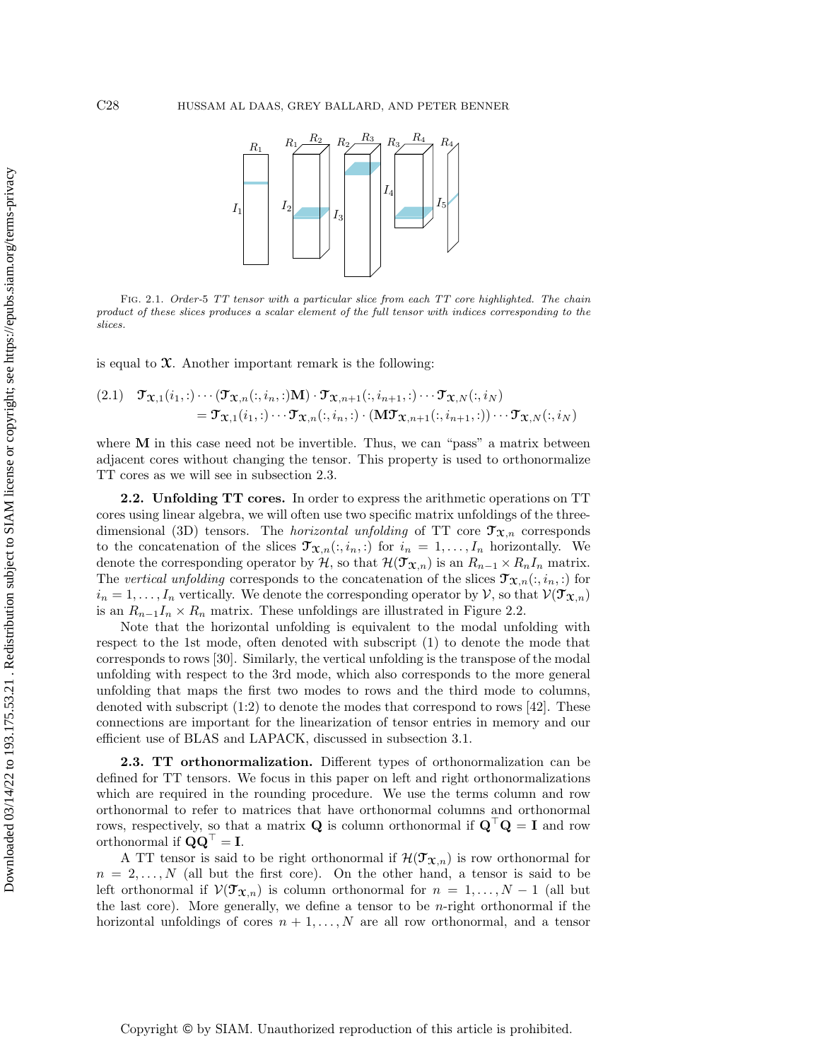Fig. 2.1. *Order-5 TT tensor with a particular slice from each TT core highlighted. The chain product of these slices produces a scalar element of the full tensor with indices corresponding to the slices.*

is equal to $\mathfrak{X}$. Another important remark is the following:

$$
\begin{aligned}
(2.1)\quad & \mathfrak{T}_{\mathfrak{X},1}(i_1,:)\cdots(\mathfrak{T}_{\mathfrak{X},n}(:,i_n,:)\mathbf{M})\cdot\mathfrak{T}_{\mathfrak{X},n+1}(:,i_{n+1},:)\cdots\mathfrak{T}_{\mathfrak{X},N}(:,i_N)\\
&=\mathfrak{T}_{\mathfrak{X},1}(i_1,:)\cdots\mathfrak{T}_{\mathfrak{X},n}(:,i_n,:)\cdot(\mathbf{M}\mathfrak{T}_{\mathfrak{X},n+1}(:,i_{n+1},:))\cdots\mathfrak{T}_{\mathfrak{X},N}(:,i_N)
\end{aligned}
$$

where $\mathbf{M}$ in this case need not be invertible. Thus, we can "pass" a matrix between adjacent cores without changing the tensor. This property is used to orthonormalize TT cores as we will see in subsection 2.3.

**2.2. Unfolding TT cores.** In order to express the arithmetic operations on TT cores using linear algebra, we will often use two specific matrix unfoldings of the three-dimensional (3D) tensors. The *horizontal unfolding* of TT core $\mathfrak{T}_{\mathfrak{X},n}$ corresponds to the concatenation of the slices $\mathfrak{T}_{\mathfrak{X},n}(:,i_n,:)$ for $i_n = 1,\ldots,I_n$ horizontally. We denote the corresponding operator by $\mathcal{H}$, so that $\mathcal{H}(\mathfrak{T}_{\mathfrak{X},n})$ is an $R_{n-1}\times R_nI_n$ matrix. The *vertical unfolding* corresponds to the concatenation of the slices $\mathfrak{T}_{\mathfrak{X},n}(:,i_n,:)$ for $i_n = 1,\ldots,I_n$ vertically. We denote the corresponding operator by $\mathcal{V}$, so that $\mathcal{V}(\mathfrak{T}_{\mathfrak{X},n})$ is an $R_{n-1}I_n\times R_n$ matrix. These unfoldings are illustrated in Figure 2.2.

Note that the horizontal unfolding is equivalent to the modal unfolding with respect to the 1st mode, often denoted with subscript (1) to denote the mode that corresponds to rows [30]. Similarly, the vertical unfolding is the transpose of the modal unfolding with respect to the 3rd mode, which also corresponds to the more general unfolding that maps the first two modes to rows and the third mode to columns, denoted with subscript (1:2) to denote the modes that correspond to rows [42]. These connections are important for the linearization of tensor entries in memory and our efficient use of BLAS and LAPACK, discussed in subsection 3.1.

**2.3. TT orthonormalization.** Different types of orthonormalization can be defined for TT tensors. We focus in this paper on left and right orthonormalizations which are required in the rounding procedure. We use the terms column and row orthonormal to refer to matrices that have orthonormal columns and orthonormal rows, respectively, so that a matrix $\mathbf{Q}$ is column orthonormal if $\mathbf{Q}^\top\mathbf{Q} = \mathbf{I}$ and row orthonormal if $\mathbf{Q}\mathbf{Q}^\top = \mathbf{I}$.

A TT tensor is said to be right orthonormal if $\mathcal{H}(\mathfrak{T}_{\mathfrak{X},n})$ is row orthonormal for $n = 2,\ldots,N$ (all but the first core). On the other hand, a tensor is said to be left orthonormal if $\mathcal{V}(\mathfrak{T}_{\mathfrak{X},n})$ is column orthonormal for $n = 1,\ldots,N-1$ (all but the last core). More generally, we define a tensor to be $n$-right orthonormal if the horizontal unfoldings of cores $n+1,\ldots,N$ are all row orthonormal, and a tensor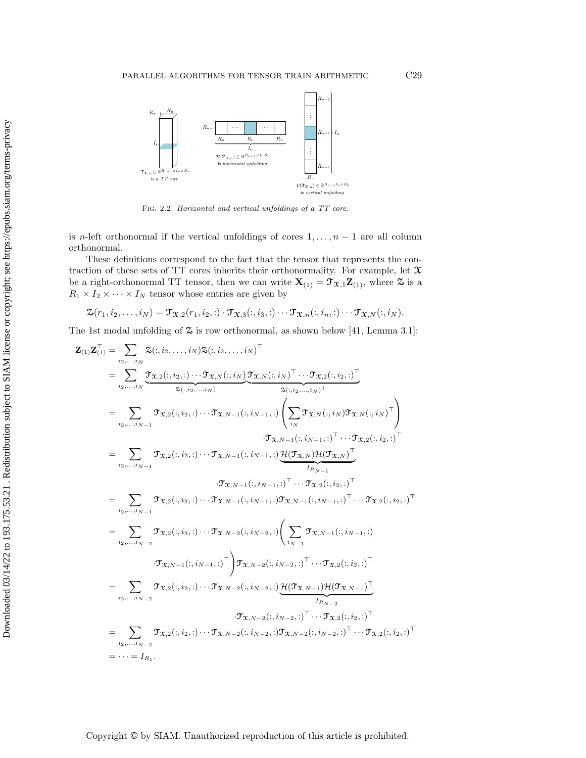Fig. 2.2. *Horizontal and vertical unfoldings of a TT core.*

is $n$-left orthonormal if the vertical unfoldings of cores $1, \ldots, n-1$ are all column orthonormal.

These definitions correspond to the fact that the tensor that represents the contraction of these sets of TT cores inherits their orthonormality. For example, let $\boldsymbol{\mathcal{X}}$ be a right-orthonormal TT tensor, then we can write $\mathbf{X}_{(1)} = \boldsymbol{\mathcal{T}}_{\boldsymbol{\mathcal{X}},1}\mathbf{Z}_{(1)}$, where $\boldsymbol{\mathcal{Z}}$ is a $R_1 \times I_2 \times \cdots \times I_N$ tensor whose entries are given by

$$\boldsymbol{\mathcal{Z}}(r_1, i_2, \ldots, i_N) = \boldsymbol{\mathcal{T}}_{\boldsymbol{\mathcal{X}},2}(r_1, i_2, :) \cdot \boldsymbol{\mathcal{T}}_{\boldsymbol{\mathcal{X}},3}(:, i_3, :) \cdots \boldsymbol{\mathcal{T}}_{\boldsymbol{\mathcal{X}},n}(:, i_n, :) \cdots \boldsymbol{\mathcal{T}}_{\boldsymbol{\mathcal{X}},N}(:, i_N).$$

The 1st modal unfolding of $\boldsymbol{\mathcal{Z}}$ is row orthonormal, as shown below [41, Lemma 3.1]:

$$\begin{aligned}
\mathbf{Z}_{(1)}\mathbf{Z}_{(1)}^\top &= \sum_{i_2,\ldots,i_N} \boldsymbol{\mathcal{Z}}(:, i_2, \ldots, i_N)\boldsymbol{\mathcal{Z}}(:, i_2, \ldots, i_N)^\top \\
&= \sum_{i_2,\ldots,i_N} \underbrace{\boldsymbol{\mathcal{T}}_{\boldsymbol{\mathcal{X}},2}(:, i_2, :) \cdots \boldsymbol{\mathcal{T}}_{\boldsymbol{\mathcal{X}},N}(:, i_N)}_{\boldsymbol{\mathcal{Z}}(:, i_2, \ldots, i_N)} \underbrace{\boldsymbol{\mathcal{T}}_{\boldsymbol{\mathcal{X}},N}(:, i_N)^\top \cdots \boldsymbol{\mathcal{T}}_{\boldsymbol{\mathcal{X}},2}(:, i_2, :)^\top}_{\boldsymbol{\mathcal{Z}}(:, i_2, \ldots, i_N)^\top} \\
&= \sum_{i_2,\ldots,i_{N-1}} \boldsymbol{\mathcal{T}}_{\boldsymbol{\mathcal{X}},2}(:, i_2, :) \cdots \boldsymbol{\mathcal{T}}_{\boldsymbol{\mathcal{X}},N-1}(:, i_{N-1}, :) \left( \sum_{i_N} \boldsymbol{\mathcal{T}}_{\boldsymbol{\mathcal{X}},N}(:, i_N)\boldsymbol{\mathcal{T}}_{\boldsymbol{\mathcal{X}},N}(:, i_N)^\top \right) \\
&\qquad \cdot \boldsymbol{\mathcal{T}}_{\boldsymbol{\mathcal{X}},N-1}(:, i_{N-1}, :)^\top \cdots \boldsymbol{\mathcal{T}}_{\boldsymbol{\mathcal{X}},2}(:, i_2, :)^\top \\
&= \sum_{i_2,\ldots,i_{N-1}} \boldsymbol{\mathcal{T}}_{\boldsymbol{\mathcal{X}},2}(:, i_2, :) \cdots \boldsymbol{\mathcal{T}}_{\boldsymbol{\mathcal{X}},N-1}(:, i_{N-1}, :) \underbrace{\mathcal{H}(\boldsymbol{\mathcal{T}}_{\boldsymbol{\mathcal{X}},N})\mathcal{H}(\boldsymbol{\mathcal{T}}_{\boldsymbol{\mathcal{X}},N})^\top}_{I_{R_{N-1}}} \\
&\qquad \cdot \boldsymbol{\mathcal{T}}_{\boldsymbol{\mathcal{X}},N-1}(:, i_{N-1}, :)^\top \cdots \boldsymbol{\mathcal{T}}_{\boldsymbol{\mathcal{X}},2}(:, i_2, :)^\top \\
&= \sum_{i_2,\ldots,i_{N-1}} \boldsymbol{\mathcal{T}}_{\boldsymbol{\mathcal{X}},2}(:, i_2, :) \cdots \boldsymbol{\mathcal{T}}_{\boldsymbol{\mathcal{X}},N-1}(:, i_{N-1}, :)\boldsymbol{\mathcal{T}}_{\boldsymbol{\mathcal{X}},N-1}(:, i_{N-1}, :)^\top \cdots \boldsymbol{\mathcal{T}}_{\boldsymbol{\mathcal{X}},2}(:, i_2, :)^\top \\
&= \sum_{i_2,\ldots,i_{N-2}} \boldsymbol{\mathcal{T}}_{\boldsymbol{\mathcal{X}},2}(:, i_2, :) \cdots \boldsymbol{\mathcal{T}}_{\boldsymbol{\mathcal{X}},N-2}(:, i_{N-2}, :) \Bigg( \sum_{i_{N-1}} \boldsymbol{\mathcal{T}}_{\boldsymbol{\mathcal{X}},N-1}(:, i_{N-1}, :) \\
&\qquad \cdot \boldsymbol{\mathcal{T}}_{\boldsymbol{\mathcal{X}},N-1}(:, i_{N-1}, :)^\top \Bigg) \boldsymbol{\mathcal{T}}_{\boldsymbol{\mathcal{X}},N-2}(:, i_{N-2}, :)^\top \cdots \boldsymbol{\mathcal{T}}_{\boldsymbol{\mathcal{X}},2}(:, i_2, :)^\top \\
&= \sum_{i_2,\ldots,i_{N-2}} \boldsymbol{\mathcal{T}}_{\boldsymbol{\mathcal{X}},2}(:, i_2, :) \cdots \boldsymbol{\mathcal{T}}_{\boldsymbol{\mathcal{X}},N-2}(:, i_{N-2}, :) \underbrace{\mathcal{H}(\boldsymbol{\mathcal{T}}_{\boldsymbol{\mathcal{X}},N-1})\mathcal{H}(\boldsymbol{\mathcal{T}}_{\boldsymbol{\mathcal{X}},N-1})^\top}_{I_{R_{N-2}}} \\
&\qquad \cdot \boldsymbol{\mathcal{T}}_{\boldsymbol{\mathcal{X}},N-2}(:, i_{N-2}, :)^\top \cdots \boldsymbol{\mathcal{T}}_{\boldsymbol{\mathcal{X}},2}(:, i_2, :)^\top \\
&= \sum_{i_2,\ldots,i_{N-2}} \boldsymbol{\mathcal{T}}_{\boldsymbol{\mathcal{X}},2}(:, i_2, :) \cdots \boldsymbol{\mathcal{T}}_{\boldsymbol{\mathcal{X}},N-2}(:, i_{N-2}, :)\boldsymbol{\mathcal{T}}_{\boldsymbol{\mathcal{X}},N-2}(:, i_{N-2}, :)^\top \cdots \boldsymbol{\mathcal{T}}_{\boldsymbol{\mathcal{X}},2}(:, i_2, :)^\top \\
&= \cdots = I_{R_1}.
\end{aligned}$$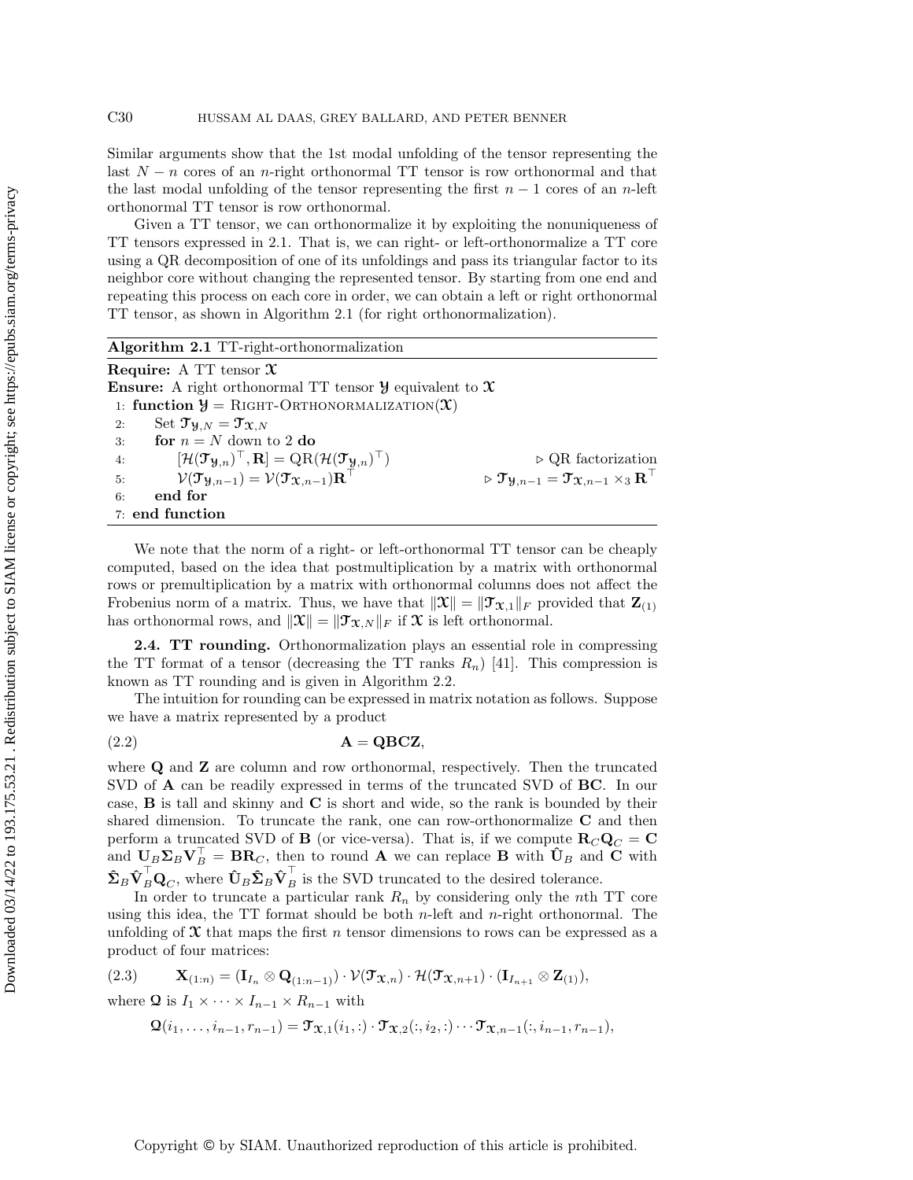Similar arguments show that the 1st modal unfolding of the tensor representing the last $N - n$ cores of an $n$-right orthonormal TT tensor is row orthonormal and that the last modal unfolding of the tensor representing the first $n - 1$ cores of an $n$-left orthonormal TT tensor is row orthonormal.

Given a TT tensor, we can orthonormalize it by exploiting the nonuniqueness of TT tensors expressed in 2.1. That is, we can right- or left-orthonormalize a TT core using a QR decomposition of one of its unfoldings and pass its triangular factor to its neighbor core without changing the represented tensor. By starting from one end and repeating this process on each core in order, we can obtain a left or right orthonormal TT tensor, as shown in Algorithm 2.1 (for right orthonormalization).

**Algorithm 2.1** TT-right-orthonormalization

**Require:** A TT tensor $\boldsymbol{\mathcal{X}}$

**Ensure:** A right orthonormal TT tensor $\boldsymbol{\mathcal{Y}}$ equivalent to $\boldsymbol{\mathcal{X}}$

```
1: function 𝓨 = Right-Orthonormalization(𝓧)
2:     Set 𝓣_{𝓨,N} = 𝓣_{𝓧,N}
3:     for n = N down to 2 do
4:         [H(𝓣_{𝓨,n})^T, R] = QR(H(𝓣_{𝓨,n})^T)            ▷ QR factorization
5:         V(𝓣_{𝓨,n-1}) = V(𝓣_{𝓧,n-1}) R^T                ▷ 𝓣_{𝓨,n-1} = 𝓣_{𝓧,n-1} ×_3 R^T
6:     end for
7: end function
```

We note that the norm of a right- or left-orthonormal TT tensor can be cheaply computed, based on the idea that postmultiplication by a matrix with orthonormal rows or premultiplication by a matrix with orthonormal columns does not affect the Frobenius norm of a matrix. Thus, we have that $\|\boldsymbol{\mathcal{X}}\| = \|\boldsymbol{\mathcal{T}}_{\boldsymbol{\mathcal{X}},1}\|_F$ provided that $\mathbf{Z}_{(1)}$ has orthonormal rows, and $\|\boldsymbol{\mathcal{X}}\| = \|\boldsymbol{\mathcal{T}}_{\boldsymbol{\mathcal{X}},N}\|_F$ if $\boldsymbol{\mathcal{X}}$ is left orthonormal.

**2.4. TT rounding.** Orthonormalization plays an essential role in compressing the TT format of a tensor (decreasing the TT ranks $R_n$) [41]. This compression is known as TT rounding and is given in Algorithm 2.2.

The intuition for rounding can be expressed in matrix notation as follows. Suppose we have a matrix represented by a product

$$\mathbf{A} = \mathbf{QBCZ}, \tag{2.2}$$

where $\mathbf{Q}$ and $\mathbf{Z}$ are column and row orthonormal, respectively. Then the truncated SVD of $\mathbf{A}$ can be readily expressed in terms of the truncated SVD of $\mathbf{BC}$. In our case, $\mathbf{B}$ is tall and skinny and $\mathbf{C}$ is short and wide, so the rank is bounded by their shared dimension. To truncate the rank, one can row-orthonormalize $\mathbf{C}$ and then perform a truncated SVD of $\mathbf{B}$ (or vice-versa). That is, if we compute $\mathbf{R}_C\mathbf{Q}_C = \mathbf{C}$ and $\mathbf{U}_B\boldsymbol{\Sigma}_B\mathbf{V}_B^\top = \mathbf{B}\mathbf{R}_C$, then to round $\mathbf{A}$ we can replace $\mathbf{B}$ with $\hat{\mathbf{U}}_B$ and $\mathbf{C}$ with $\hat{\boldsymbol{\Sigma}}_B\hat{\mathbf{V}}_B^\top\mathbf{Q}_C$, where $\hat{\mathbf{U}}_B\hat{\boldsymbol{\Sigma}}_B\hat{\mathbf{V}}_B^\top$ is the SVD truncated to the desired tolerance.

In order to truncate a particular rank $R_n$ by considering only the $n$th TT core using this idea, the TT format should be both $n$-left and $n$-right orthonormal. The unfolding of $\boldsymbol{\mathcal{X}}$ that maps the first $n$ tensor dimensions to rows can be expressed as a product of four matrices:

$$\mathbf{X}_{(1:n)} = (\mathbf{I}_{I_n} \otimes \mathbf{Q}_{(1:n-1)}) \cdot \mathcal{V}(\boldsymbol{\mathcal{T}}_{\boldsymbol{\mathcal{X}},n}) \cdot \mathcal{H}(\boldsymbol{\mathcal{T}}_{\boldsymbol{\mathcal{X}},n+1}) \cdot (\mathbf{I}_{I_{n+1}} \otimes \mathbf{Z}_{(1)}), \tag{2.3}$$

where $\boldsymbol{\mathcal{Q}}$ is $I_1 \times \cdots \times I_{n-1} \times R_{n-1}$ with

$$\boldsymbol{\mathcal{Q}}(i_1, \ldots, i_{n-1}, r_{n-1}) = \boldsymbol{\mathcal{T}}_{\boldsymbol{\mathcal{X}},1}(i_1, :) \cdot \boldsymbol{\mathcal{T}}_{\boldsymbol{\mathcal{X}},2}(:, i_2, :) \cdots \boldsymbol{\mathcal{T}}_{\boldsymbol{\mathcal{X}},n-1}(:, i_{n-1}, r_{n-1}),$$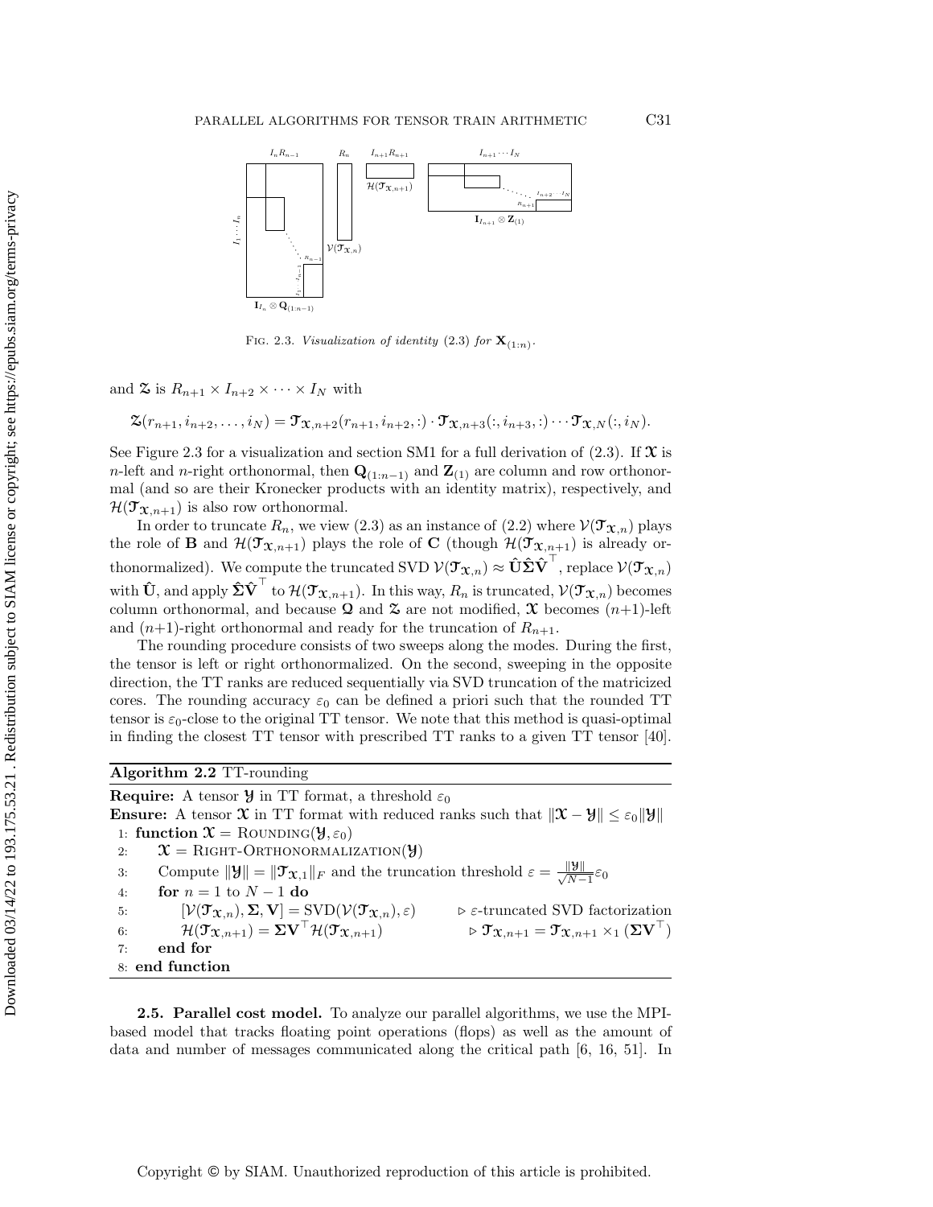Fig. 2.3. *Visualization of identity* (2.3) *for* $\mathbf{X}_{(1:n)}$.

and $\mathcal{Z}$ is $R_{n+1} \times I_{n+2} \times \cdots \times I_N$ with

$$\mathcal{Z}(r_{n+1}, i_{n+2}, \ldots, i_N) = \mathcal{T}_{\mathcal{X},n+2}(r_{n+1}, i_{n+2}, :) \cdot \mathcal{T}_{\mathcal{X},n+3}(:, i_{n+3}, :) \cdots \mathcal{T}_{\mathcal{X},N}(:, i_N).$$

See Figure 2.3 for a visualization and section SM1 for a full derivation of (2.3). If $\mathcal{X}$ is $n$-left and $n$-right orthonormal, then $\mathbf{Q}_{(1:n-1)}$ and $\mathbf{Z}_{(1)}$ are column and row orthonormal (and so are their Kronecker products with an identity matrix), respectively, and $\mathcal{H}(\mathcal{T}_{\mathcal{X},n+1})$ is also row orthonormal.

In order to truncate $R_n$, we view (2.3) as an instance of (2.2) where $\mathcal{V}(\mathcal{T}_{\mathcal{X},n})$ plays the role of $\mathbf{B}$ and $\mathcal{H}(\mathcal{T}_{\mathcal{X},n+1})$ plays the role of $\mathbf{C}$ (though $\mathcal{H}(\mathcal{T}_{\mathcal{X},n+1})$ is already orthonormalized). We compute the truncated SVD $\mathcal{V}(\mathcal{T}_{\mathcal{X},n}) \approx \hat{\mathbf{U}}\hat{\mathbf{\Sigma}}\hat{\mathbf{V}}^\top$, replace $\mathcal{V}(\mathcal{T}_{\mathcal{X},n})$ with $\hat{\mathbf{U}}$, and apply $\hat{\mathbf{\Sigma}}\hat{\mathbf{V}}^\top$ to $\mathcal{H}(\mathcal{T}_{\mathcal{X},n+1})$. In this way, $R_n$ is truncated, $\mathcal{V}(\mathcal{T}_{\mathcal{X},n})$ becomes column orthonormal, and because $\mathcal{Q}$ and $\mathcal{Z}$ are not modified, $\mathcal{X}$ becomes $(n+1)$-left and $(n+1)$-right orthonormal and ready for the truncation of $R_{n+1}$.

The rounding procedure consists of two sweeps along the modes. During the first, the tensor is left or right orthonormalized. On the second, sweeping in the opposite direction, the TT ranks are reduced sequentially via SVD truncation of the matricized cores. The rounding accuracy $\varepsilon_0$ can be defined a priori such that the rounded TT tensor is $\varepsilon_0$-close to the original TT tensor. We note that this method is quasi-optimal in finding the closest TT tensor with prescribed TT ranks to a given TT tensor [40].

**Algorithm 2.2** TT-rounding

**Require:** A tensor $\mathcal{Y}$ in TT format, a threshold $\varepsilon_0$
**Ensure:** A tensor $\mathcal{X}$ in TT format with reduced ranks such that $\|\mathcal{X} - \mathcal{Y}\| \le \varepsilon_0 \|\mathcal{Y}\|$

```
1: function X = Rounding(Y, ε0)
2:     X = Right-Orthonormalization(Y)
3:     Compute ||Y|| = ||T_{X,1}||_F and the truncation threshold ε = ||Y||/sqrt(N-1) ε0
4:     for n = 1 to N - 1 do
5:         [V(T_{X,n}), Σ, V] = SVD(V(T_{X,n}), ε)          ▷ ε-truncated SVD factorization
6:         H(T_{X,n+1}) = Σ V^T H(T_{X,n+1})                ▷ T_{X,n+1} = T_{X,n+1} ×_1 (Σ V^T)
7:     end for
8: end function
```

1: **function** $\mathcal{X} = \text{Rounding}(\mathcal{Y}, \varepsilon_0)$
2: $\quad \mathcal{X} = \text{Right-Orthonormalization}(\mathcal{Y})$
3: $\quad$ Compute $\|\mathcal{Y}\| = \|\mathcal{T}_{\mathcal{X},1}\|_F$ and the truncation threshold $\varepsilon = \frac{\|\mathcal{Y}\|}{\sqrt{N-1}}\varepsilon_0$
4: $\quad$ **for** $n = 1$ to $N-1$ **do**
5: $\quad\quad [\mathcal{V}(\mathcal{T}_{\mathcal{X},n}), \mathbf{\Sigma}, \mathbf{V}] = \text{SVD}(\mathcal{V}(\mathcal{T}_{\mathcal{X},n}), \varepsilon)$ $\quad \triangleright$ $\varepsilon$-truncated SVD factorization
6: $\quad\quad \mathcal{H}(\mathcal{T}_{\mathcal{X},n+1}) = \mathbf{\Sigma}\mathbf{V}^\top \mathcal{H}(\mathcal{T}_{\mathcal{X},n+1})$ $\quad \triangleright$ $\mathcal{T}_{\mathcal{X},n+1} = \mathcal{T}_{\mathcal{X},n+1} \times_1 (\mathbf{\Sigma}\mathbf{V}^\top)$
7: $\quad$ **end for**
8: **end function**

**2.5. Parallel cost model.** To analyze our parallel algorithms, we use the MPI-based model that tracks floating point operations (flops) as well as the amount of data and number of messages communicated along the critical path [6, 16, 51]. In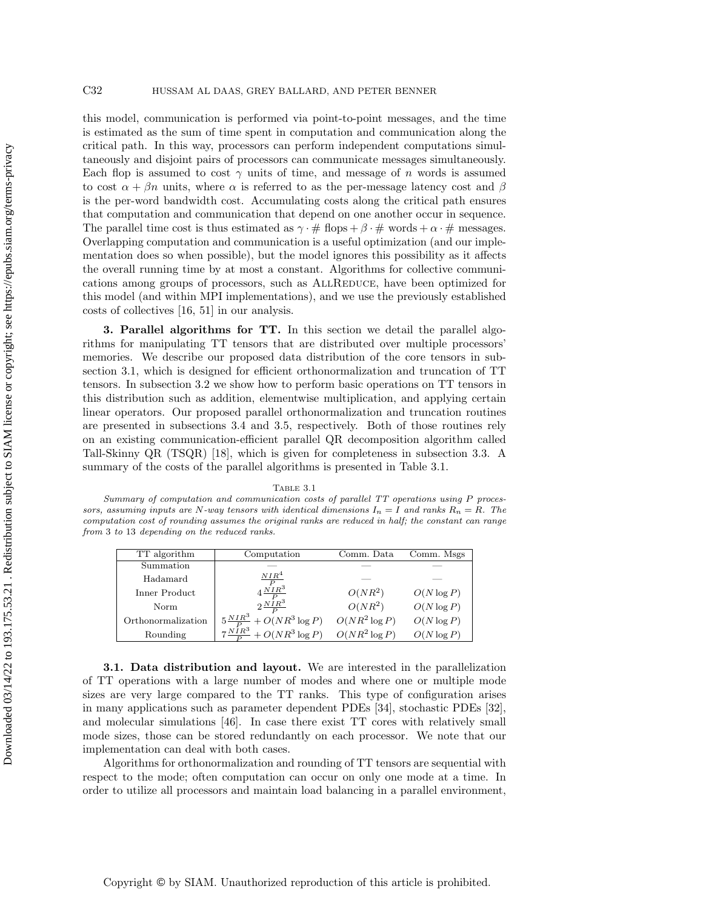this model, communication is performed via point-to-point messages, and the time is estimated as the sum of time spent in computation and communication along the critical path. In this way, processors can perform independent computations simultaneously and disjoint pairs of processors can communicate messages simultaneously. Each flop is assumed to cost $\gamma$ units of time, and message of $n$ words is assumed to cost $\alpha + \beta n$ units, where $\alpha$ is referred to as the per-message latency cost and $\beta$ is the per-word bandwidth cost. Accumulating costs along the critical path ensures that computation and communication that depend on one another occur in sequence. The parallel time cost is thus estimated as $\gamma \cdot \#\ \text{flops} + \beta \cdot \#\ \text{words} + \alpha \cdot \#\ \text{messages}$. Overlapping computation and communication is a useful optimization (and our implementation does so when possible), but the model ignores this possibility as it affects the overall running time by at most a constant. Algorithms for collective communications among groups of processors, such as AllReduce, have been optimized for this model (and within MPI implementations), and we use the previously established costs of collectives [16, 51] in our analysis.

## 3. Parallel algorithms for TT.

In this section we detail the parallel algorithms for manipulating TT tensors that are distributed over multiple processors' memories. We describe our proposed data distribution of the core tensors in subsection 3.1, which is designed for efficient orthonormalization and truncation of TT tensors. In subsection 3.2 we show how to perform basic operations on TT tensors in this distribution such as addition, elementwise multiplication, and applying certain linear operators. Our proposed parallel orthonormalization and truncation routines are presented in subsections 3.4 and 3.5, respectively. Both of those routines rely on an existing communication-efficient parallel QR decomposition algorithm called Tall-Skinny QR (TSQR) [18], which is given for completeness in subsection 3.3. A summary of the costs of the parallel algorithms is presented in Table 3.1.

Table 3.1

*Summary of computation and communication costs of parallel TT operations using $P$ processors, assuming inputs are $N$-way tensors with identical dimensions $I_n = I$ and ranks $R_n = R$. The computation cost of rounding assumes the original ranks are reduced in half; the constant can range from 3 to 13 depending on the reduced ranks.*

| TT algorithm | Computation | Comm. Data | Comm. Msgs |
|---|---|---|---|
| Summation | — | — | — |
| Hadamard | $\frac{NIR^4}{P}$ | — | — |
| Inner Product | $4\frac{NIR^3}{P}$ | $O(NR^2)$ | $O(N \log P)$ |
| Norm | $2\frac{NIR^3}{P}$ | $O(NR^2)$ | $O(N \log P)$ |
| Orthonormalization | $5\frac{NIR^3}{P} + O(NR^3 \log P)$ | $O(NR^2 \log P)$ | $O(N \log P)$ |
| Rounding | $7\frac{NIR^3}{P} + O(NR^3 \log P)$ | $O(NR^2 \log P)$ | $O(N \log P)$ |

### 3.1. Data distribution and layout.

We are interested in the parallelization of TT operations with a large number of modes and where one or multiple mode sizes are very large compared to the TT ranks. This type of configuration arises in many applications such as parameter dependent PDEs [34], stochastic PDEs [32], and molecular simulations [46]. In case there exist TT cores with relatively small mode sizes, those can be stored redundantly on each processor. We note that our implementation can deal with both cases.

Algorithms for orthonormalization and rounding of TT tensors are sequential with respect to the mode; often computation can occur on only one mode at a time. In order to utilize all processors and maintain load balancing in a parallel environment,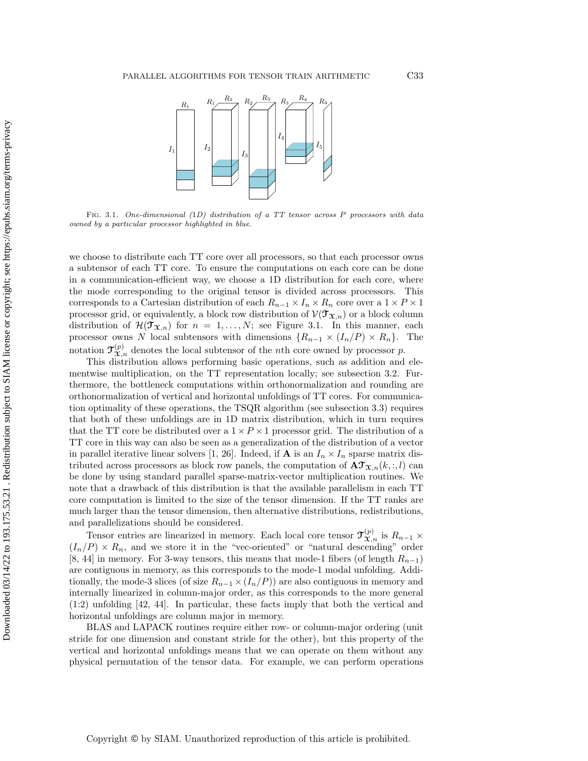Fig. 3.1. *One-dimensional (1D) distribution of a TT tensor across $P$ processors with data owned by a particular processor highlighted in blue.*

we choose to distribute each TT core over all processors, so that each processor owns a subtensor of each TT core. To ensure the computations on each core can be done in a communication-efficient way, we choose a 1D distribution for each core, where the mode corresponding to the original tensor is divided across processors. This corresponds to a Cartesian distribution of each $R_{n-1} \times I_n \times R_n$ core over a $1 \times P \times 1$ processor grid, or equivalently, a block row distribution of $\mathcal{V}(\mathfrak{T}_{\mathfrak{X},n})$ or a block column distribution of $\mathcal{H}(\mathfrak{T}_{\mathfrak{X},n})$ for $n = 1, \ldots, N$; see Figure 3.1. In this manner, each processor owns $N$ local subtensors with dimensions $\{R_{n-1} \times (I_n/P) \times R_n\}$. The notation $\mathfrak{T}^{(p)}_{\mathfrak{X},n}$ denotes the local subtensor of the $n$th core owned by processor $p$.

This distribution allows performing basic operations, such as addition and elementwise multiplication, on the TT representation locally; see subsection 3.2. Furthermore, the bottleneck computations within orthonormalization and rounding are orthonormalization of vertical and horizontal unfoldings of TT cores. For communication optimality of these operations, the TSQR algorithm (see subsection 3.3) requires that both of these unfoldings are in 1D matrix distribution, which in turn requires that the TT core be distributed over a $1 \times P \times 1$ processor grid. The distribution of a TT core in this way can also be seen as a generalization of the distribution of a vector in parallel iterative linear solvers [1, 26]. Indeed, if $\mathbf{A}$ is an $I_n \times I_n$ sparse matrix distributed across processors as block row panels, the computation of $\mathbf{A}\mathfrak{T}_{\mathfrak{X},n}(k,:,l)$ can be done by using standard parallel sparse-matrix-vector multiplication routines. We note that a drawback of this distribution is that the available parallelism in each TT core computation is limited to the size of the tensor dimension. If the TT ranks are much larger than the tensor dimension, then alternative distributions, redistributions, and parallelizations should be considered.

Tensor entries are linearized in memory. Each local core tensor $\mathfrak{T}^{(p)}_{\mathfrak{X},n}$ is $R_{n-1} \times (I_n/P) \times R_n$, and we store it in the "vec-oriented" or "natural descending" order [8, 44] in memory. For 3-way tensors, this means that mode-1 fibers (of length $R_{n-1}$) are contiguous in memory, as this corresponds to the mode-1 modal unfolding. Additionally, the mode-3 slices (of size $R_{n-1} \times (I_n/P)$) are also contiguous in memory and internally linearized in column-major order, as this corresponds to the more general (1:2) unfolding [42, 44]. In particular, these facts imply that both the vertical and horizontal unfoldings are column major in memory.

BLAS and LAPACK routines require either row- or column-major ordering (unit stride for one dimension and constant stride for the other), but this property of the vertical and horizontal unfoldings means that we can operate on them without any physical permutation of the tensor data. For example, we can perform operations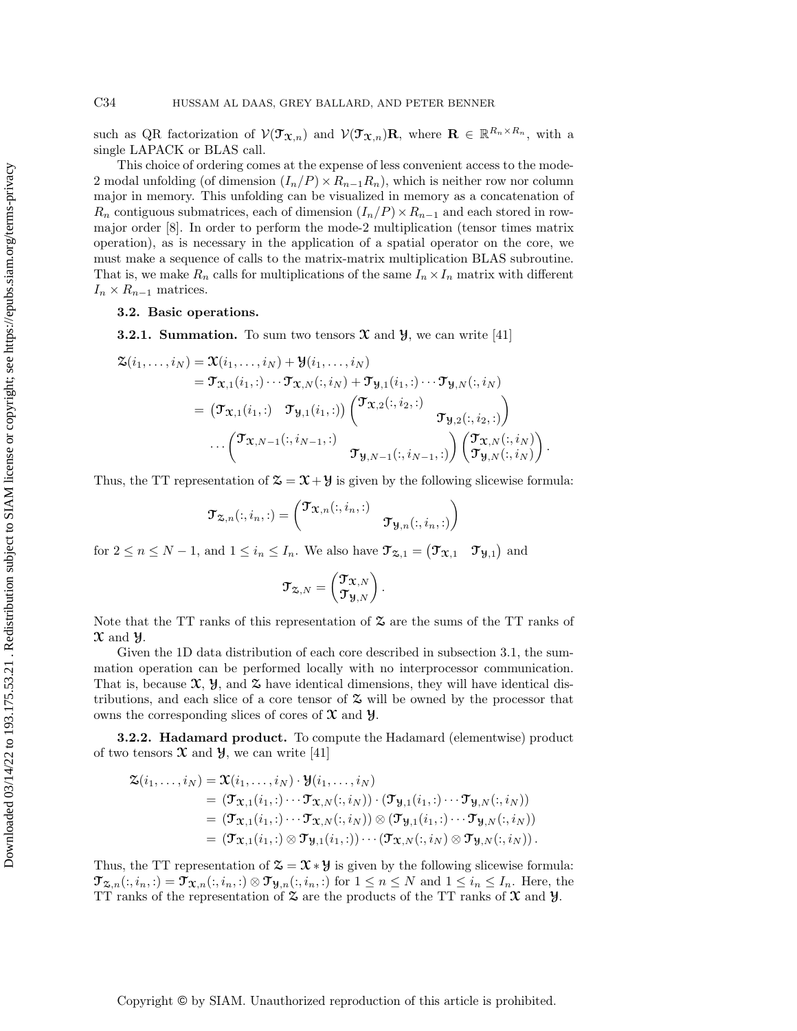such as QR factorization of $\mathcal{V}(\mathcal{T}_{\mathcal{X},n})$ and $\mathcal{V}(\mathcal{T}_{\mathcal{X},n})\mathbf{R}$, where $\mathbf{R} \in \mathbb{R}^{R_n \times R_n}$, with a single LAPACK or BLAS call.

This choice of ordering comes at the expense of less convenient access to the mode-2 modal unfolding (of dimension $(I_n/P) \times R_{n-1}R_n$), which is neither row nor column major in memory. This unfolding can be visualized in memory as a concatenation of $R_n$ contiguous submatrices, each of dimension $(I_n/P) \times R_{n-1}$ and each stored in row-major order [8]. In order to perform the mode-2 multiplication (tensor times matrix operation), as is necessary in the application of a spatial operator on the core, we must make a sequence of calls to the matrix-matrix multiplication BLAS subroutine. That is, we make $R_n$ calls for multiplications of the same $I_n \times I_n$ matrix with different $I_n \times R_{n-1}$ matrices.

### 3.2. Basic operations.

**3.2.1. Summation.** To sum two tensors $\mathcal{X}$ and $\mathcal{Y}$, we can write [41]

$$
\begin{aligned}
\mathcal{Z}(i_1,\ldots,i_N) &= \mathcal{X}(i_1,\ldots,i_N) + \mathcal{Y}(i_1,\ldots,i_N)\\
&= \mathcal{T}_{\mathcal{X},1}(i_1,:)\cdots\mathcal{T}_{\mathcal{X},N}(:,i_N) + \mathcal{T}_{\mathcal{Y},1}(i_1,:)\cdots\mathcal{T}_{\mathcal{Y},N}(:,i_N)\\
&= \begin{pmatrix}\mathcal{T}_{\mathcal{X},1}(i_1,:) & \mathcal{T}_{\mathcal{Y},1}(i_1,:)\end{pmatrix}\begin{pmatrix}\mathcal{T}_{\mathcal{X},2}(:,i_2,:) & \\ & \mathcal{T}_{\mathcal{Y},2}(:,i_2,:)\end{pmatrix}\\
&\quad \cdots\begin{pmatrix}\mathcal{T}_{\mathcal{X},N-1}(:,i_{N-1},:) & \\ & \mathcal{T}_{\mathcal{Y},N-1}(:,i_{N-1},:)\end{pmatrix}\begin{pmatrix}\mathcal{T}_{\mathcal{X},N}(:,i_N)\\ \mathcal{T}_{\mathcal{Y},N}(:,i_N)\end{pmatrix}.
\end{aligned}
$$

Thus, the TT representation of $\mathcal{Z} = \mathcal{X} + \mathcal{Y}$ is given by the following slicewise formula:

$$
\mathcal{T}_{\mathcal{Z},n}(:,i_n,:) = \begin{pmatrix}\mathcal{T}_{\mathcal{X},n}(:,i_n,:) & \\ & \mathcal{T}_{\mathcal{Y},n}(:,i_n,:)\end{pmatrix}
$$

for $2 \le n \le N-1$, and $1 \le i_n \le I_n$. We also have $\mathcal{T}_{\mathcal{Z},1} = \begin{pmatrix}\mathcal{T}_{\mathcal{X},1} & \mathcal{T}_{\mathcal{Y},1}\end{pmatrix}$ and

$$
\mathcal{T}_{\mathcal{Z},N} = \begin{pmatrix}\mathcal{T}_{\mathcal{X},N}\\ \mathcal{T}_{\mathcal{Y},N}\end{pmatrix}.
$$

Note that the TT ranks of this representation of $\mathcal{Z}$ are the sums of the TT ranks of $\mathcal{X}$ and $\mathcal{Y}$.

Given the 1D data distribution of each core described in subsection 3.1, the summation operation can be performed locally with no interprocessor communication. That is, because $\mathcal{X}$, $\mathcal{Y}$, and $\mathcal{Z}$ have identical dimensions, they will have identical distributions, and each slice of a core tensor of $\mathcal{Z}$ will be owned by the processor that owns the corresponding slices of cores of $\mathcal{X}$ and $\mathcal{Y}$.

**3.2.2. Hadamard product.** To compute the Hadamard (elementwise) product of two tensors $\mathcal{X}$ and $\mathcal{Y}$, we can write [41]

$$
\begin{aligned}
\mathcal{Z}(i_1,\ldots,i_N) &= \mathcal{X}(i_1,\ldots,i_N)\cdot\mathcal{Y}(i_1,\ldots,i_N)\\
&= (\mathcal{T}_{\mathcal{X},1}(i_1,:)\cdots\mathcal{T}_{\mathcal{X},N}(:,i_N))\cdot(\mathcal{T}_{\mathcal{Y},1}(i_1,:)\cdots\mathcal{T}_{\mathcal{Y},N}(:,i_N))\\
&= (\mathcal{T}_{\mathcal{X},1}(i_1,:)\cdots\mathcal{T}_{\mathcal{X},N}(:,i_N))\otimes(\mathcal{T}_{\mathcal{Y},1}(i_1,:)\cdots\mathcal{T}_{\mathcal{Y},N}(:,i_N))\\
&= (\mathcal{T}_{\mathcal{X},1}(i_1,:)\otimes\mathcal{T}_{\mathcal{Y},1}(i_1,:))\cdots(\mathcal{T}_{\mathcal{X},N}(:,i_N)\otimes\mathcal{T}_{\mathcal{Y},N}(:,i_N)).
\end{aligned}
$$

Thus, the TT representation of $\mathcal{Z} = \mathcal{X} * \mathcal{Y}$ is given by the following slicewise formula: $\mathcal{T}_{\mathcal{Z},n}(:,i_n,:) = \mathcal{T}_{\mathcal{X},n}(:,i_n,:)\otimes\mathcal{T}_{\mathcal{Y},n}(:,i_n,:)$ for $1 \le n \le N$ and $1 \le i_n \le I_n$. Here, the TT ranks of the representation of $\mathcal{Z}$ are the products of the TT ranks of $\mathcal{X}$ and $\mathcal{Y}$.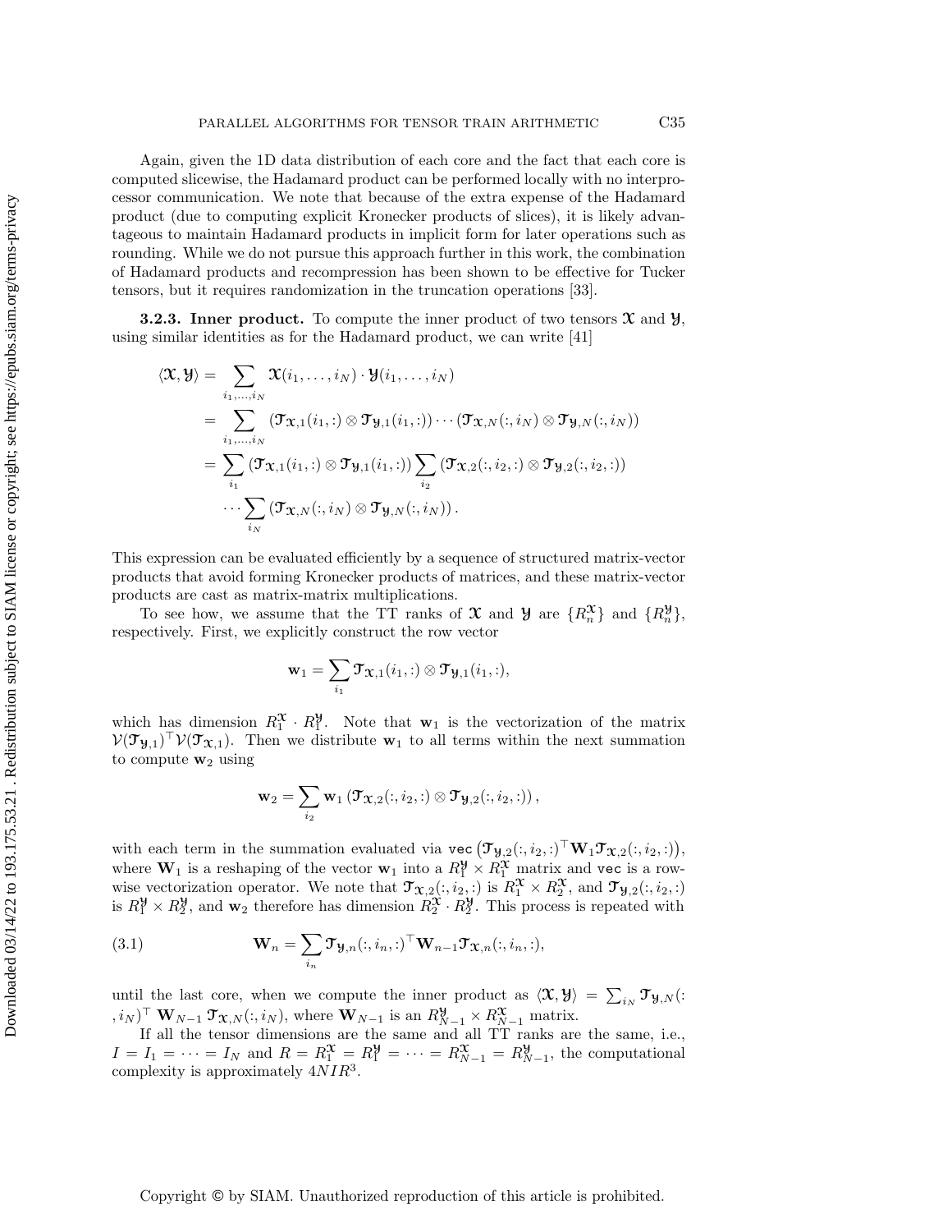Again, given the 1D data distribution of each core and the fact that each core is computed slicewise, the Hadamard product can be performed locally with no interprocessor communication. We note that because of the extra expense of the Hadamard product (due to computing explicit Kronecker products of slices), it is likely advantageous to maintain Hadamard products in implicit form for later operations such as rounding. While we do not pursue this approach further in this work, the combination of Hadamard products and recompression has been shown to be effective for Tucker tensors, but it requires randomization in the truncation operations [33].

**3.2.3. Inner product.** To compute the inner product of two tensors $\mathcal{X}$ and $\mathcal{Y}$, using similar identities as for the Hadamard product, we can write [41]

$$
\begin{aligned}
\langle \mathcal{X}, \mathcal{Y} \rangle &= \sum_{i_1,\ldots,i_N} \mathcal{X}(i_1,\ldots,i_N) \cdot \mathcal{Y}(i_1,\ldots,i_N) \\
&= \sum_{i_1,\ldots,i_N} (\mathcal{T}_{\mathcal{X},1}(i_1,:) \otimes \mathcal{T}_{\mathcal{Y},1}(i_1,:)) \cdots (\mathcal{T}_{\mathcal{X},N}(:,i_N) \otimes \mathcal{T}_{\mathcal{Y},N}(:,i_N)) \\
&= \sum_{i_1} (\mathcal{T}_{\mathcal{X},1}(i_1,:) \otimes \mathcal{T}_{\mathcal{Y},1}(i_1,:)) \sum_{i_2} (\mathcal{T}_{\mathcal{X},2}(:,i_2,:) \otimes \mathcal{T}_{\mathcal{Y},2}(:,i_2,:)) \\
&\quad \cdots \sum_{i_N} (\mathcal{T}_{\mathcal{X},N}(:,i_N) \otimes \mathcal{T}_{\mathcal{Y},N}(:,i_N)).
\end{aligned}
$$

This expression can be evaluated efficiently by a sequence of structured matrix-vector products that avoid forming Kronecker products of matrices, and these matrix-vector products are cast as matrix-matrix multiplications.

To see how, we assume that the TT ranks of $\mathcal{X}$ and $\mathcal{Y}$ are $\{R_n^{\mathcal{X}}\}$ and $\{R_n^{\mathcal{Y}}\}$, respectively. First, we explicitly construct the row vector

$$
\mathbf{w}_1 = \sum_{i_1} \mathcal{T}_{\mathcal{X},1}(i_1,:) \otimes \mathcal{T}_{\mathcal{Y},1}(i_1,:),
$$

which has dimension $R_1^{\mathcal{X}} \cdot R_1^{\mathcal{Y}}$. Note that $\mathbf{w}_1$ is the vectorization of the matrix $\mathcal{V}(\mathcal{T}_{\mathcal{Y},1})^\top \mathcal{V}(\mathcal{T}_{\mathcal{X},1})$. Then we distribute $\mathbf{w}_1$ to all terms within the next summation to compute $\mathbf{w}_2$ using

$$
\mathbf{w}_2 = \sum_{i_2} \mathbf{w}_1 \left(\mathcal{T}_{\mathcal{X},2}(:,i_2,:) \otimes \mathcal{T}_{\mathcal{Y},2}(:,i_2,:)\right),
$$

with each term in the summation evaluated via $\texttt{vec}\left(\mathcal{T}_{\mathcal{Y},2}(:,i_2,:)^\top \mathbf{W}_1 \mathcal{T}_{\mathcal{X},2}(:,i_2,:)\right)$, where $\mathbf{W}_1$ is a reshaping of the vector $\mathbf{w}_1$ into a $R_1^{\mathcal{Y}} \times R_1^{\mathcal{X}}$ matrix and $\texttt{vec}$ is a row-wise vectorization operator. We note that $\mathcal{T}_{\mathcal{X},2}(:,i_2,:)$ is $R_1^{\mathcal{X}} \times R_2^{\mathcal{X}}$, and $\mathcal{T}_{\mathcal{Y},2}(:,i_2,:)$ is $R_1^{\mathcal{Y}} \times R_2^{\mathcal{Y}}$, and $\mathbf{w}_2$ therefore has dimension $R_2^{\mathcal{X}} \cdot R_2^{\mathcal{Y}}$. This process is repeated with

$$
\mathbf{W}_n = \sum_{i_n} \mathcal{T}_{\mathcal{Y},n}(:,i_n,:)^\top \mathbf{W}_{n-1} \mathcal{T}_{\mathcal{X},n}(:,i_n,:), \tag{3.1}
$$

until the last core, when we compute the inner product as $\langle \mathcal{X}, \mathcal{Y} \rangle = \sum_{i_N} \mathcal{T}_{\mathcal{Y},N}(:,i_N)^\top \, \mathbf{W}_{N-1} \, \mathcal{T}_{\mathcal{X},N}(:,i_N)$, where $\mathbf{W}_{N-1}$ is an $R_{N-1}^{\mathcal{Y}} \times R_{N-1}^{\mathcal{X}}$ matrix.

If all the tensor dimensions are the same and all TT ranks are the same, i.e., $I = I_1 = \cdots = I_N$ and $R = R_1^{\mathcal{X}} = R_1^{\mathcal{Y}} = \cdots = R_{N-1}^{\mathcal{X}} = R_{N-1}^{\mathcal{Y}}$, the computational complexity is approximately $4NIR^3$.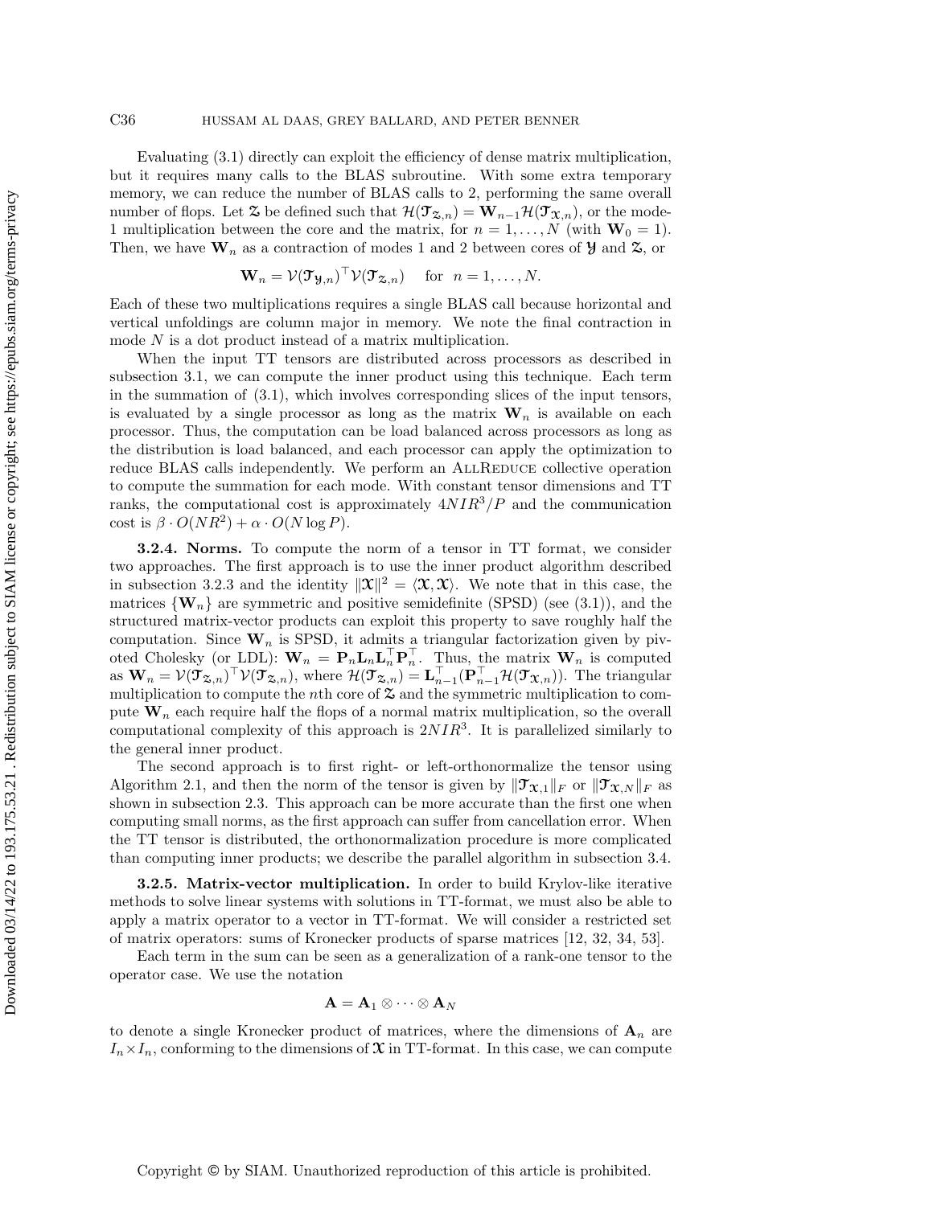Evaluating (3.1) directly can exploit the efficiency of dense matrix multiplication, but it requires many calls to the BLAS subroutine. With some extra temporary memory, we can reduce the number of BLAS calls to 2, performing the same overall number of flops. Let $\boldsymbol{\mathcal{Z}}$ be defined such that $\mathcal{H}(\boldsymbol{\mathcal{T}}_{\boldsymbol{\mathcal{Z}},n}) = \mathbf{W}_{n-1}\mathcal{H}(\boldsymbol{\mathcal{T}}_{\boldsymbol{\mathcal{X}},n})$, or the mode-1 multiplication between the core and the matrix, for $n = 1, \ldots, N$ (with $\mathbf{W}_0 = 1$). Then, we have $\mathbf{W}_n$ as a contraction of modes 1 and 2 between cores of $\boldsymbol{\mathcal{Y}}$ and $\boldsymbol{\mathcal{Z}}$, or

$$\mathbf{W}_n = \mathcal{V}(\boldsymbol{\mathcal{T}}_{\boldsymbol{\mathcal{Y}},n})^\top \mathcal{V}(\boldsymbol{\mathcal{T}}_{\boldsymbol{\mathcal{Z}},n}) \quad \text{for} \quad n = 1, \ldots, N.$$

Each of these two multiplications requires a single BLAS call because horizontal and vertical unfoldings are column major in memory. We note the final contraction in mode $N$ is a dot product instead of a matrix multiplication.

When the input TT tensors are distributed across processors as described in subsection 3.1, we can compute the inner product using this technique. Each term in the summation of (3.1), which involves corresponding slices of the input tensors, is evaluated by a single processor as long as the matrix $\mathbf{W}_n$ is available on each processor. Thus, the computation can be load balanced across processors as long as the distribution is load balanced, and each processor can apply the optimization to reduce BLAS calls independently. We perform an AllReduce collective operation to compute the summation for each mode. With constant tensor dimensions and TT ranks, the computational cost is approximately $4NIR^3/P$ and the communication cost is $\beta \cdot O(NR^2) + \alpha \cdot O(N \log P)$.

**3.2.4. Norms.** To compute the norm of a tensor in TT format, we consider two approaches. The first approach is to use the inner product algorithm described in subsection 3.2.3 and the identity $\|\boldsymbol{\mathcal{X}}\|^2 = \langle \boldsymbol{\mathcal{X}}, \boldsymbol{\mathcal{X}} \rangle$. We note that in this case, the matrices $\{\mathbf{W}_n\}$ are symmetric and positive semidefinite (SPSD) (see (3.1)), and the structured matrix-vector products can exploit this property to save roughly half the computation. Since $\mathbf{W}_n$ is SPSD, it admits a triangular factorization given by pivoted Cholesky (or LDL): $\mathbf{W}_n = \mathbf{P}_n \mathbf{L}_n \mathbf{L}_n^\top \mathbf{P}_n^\top$. Thus, the matrix $\mathbf{W}_n$ is computed as $\mathbf{W}_n = \mathcal{V}(\boldsymbol{\mathcal{T}}_{\boldsymbol{\mathcal{Z}},n})^\top \mathcal{V}(\boldsymbol{\mathcal{T}}_{\boldsymbol{\mathcal{Z}},n})$, where $\mathcal{H}(\boldsymbol{\mathcal{T}}_{\boldsymbol{\mathcal{Z}},n}) = \mathbf{L}_{n-1}^\top (\mathbf{P}_{n-1}^\top \mathcal{H}(\boldsymbol{\mathcal{T}}_{\boldsymbol{\mathcal{X}},n}))$. The triangular multiplication to compute the $n$th core of $\boldsymbol{\mathcal{Z}}$ and the symmetric multiplication to compute $\mathbf{W}_n$ each require half the flops of a normal matrix multiplication, so the overall computational complexity of this approach is $2NIR^3$. It is parallelized similarly to the general inner product.

The second approach is to first right- or left-orthonormalize the tensor using Algorithm 2.1, and then the norm of the tensor is given by $\|\boldsymbol{\mathcal{T}}_{\boldsymbol{\mathcal{X}},1}\|_F$ or $\|\boldsymbol{\mathcal{T}}_{\boldsymbol{\mathcal{X}},N}\|_F$ as shown in subsection 2.3. This approach can be more accurate than the first one when computing small norms, as the first approach can suffer from cancellation error. When the TT tensor is distributed, the orthonormalization procedure is more complicated than computing inner products; we describe the parallel algorithm in subsection 3.4.

**3.2.5. Matrix-vector multiplication.** In order to build Krylov-like iterative methods to solve linear systems with solutions in TT-format, we must also be able to apply a matrix operator to a vector in TT-format. We will consider a restricted set of matrix operators: sums of Kronecker products of sparse matrices [12, 32, 34, 53].

Each term in the sum can be seen as a generalization of a rank-one tensor to the operator case. We use the notation

$$\mathbf{A} = \mathbf{A}_1 \otimes \cdots \otimes \mathbf{A}_N$$

to denote a single Kronecker product of matrices, where the dimensions of $\mathbf{A}_n$ are $I_n \times I_n$, conforming to the dimensions of $\boldsymbol{\mathcal{X}}$ in TT-format. In this case, we can compute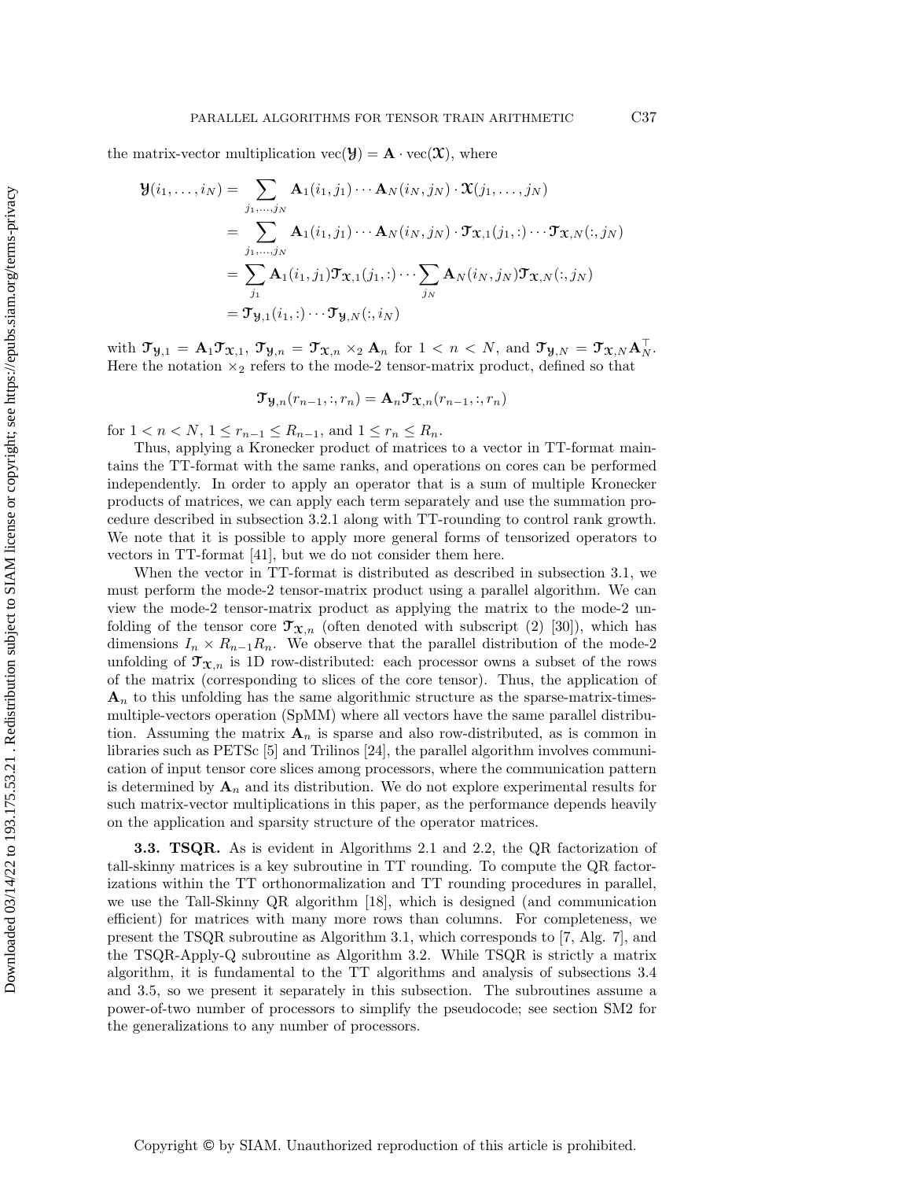the matrix-vector multiplication $\text{vec}(\mathcal{Y}) = \mathbf{A} \cdot \text{vec}(\mathcal{X})$, where

$$
\begin{aligned}
\mathcal{Y}(i_1, \ldots, i_N) &= \sum_{j_1,\ldots,j_N} \mathbf{A}_1(i_1, j_1) \cdots \mathbf{A}_N(i_N, j_N) \cdot \mathcal{X}(j_1, \ldots, j_N) \\
&= \sum_{j_1,\ldots,j_N} \mathbf{A}_1(i_1, j_1) \cdots \mathbf{A}_N(i_N, j_N) \cdot \mathcal{T}_{\mathcal{X},1}(j_1, :) \cdots \mathcal{T}_{\mathcal{X},N}(:, j_N) \\
&= \sum_{j_1} \mathbf{A}_1(i_1, j_1) \mathcal{T}_{\mathcal{X},1}(j_1, :) \cdots \sum_{j_N} \mathbf{A}_N(i_N, j_N) \mathcal{T}_{\mathcal{X},N}(:, j_N) \\
&= \mathcal{T}_{\mathcal{Y},1}(i_1, :) \cdots \mathcal{T}_{\mathcal{Y},N}(:, i_N)
\end{aligned}
$$

with $\mathcal{T}_{\mathcal{Y},1} = \mathbf{A}_1 \mathcal{T}_{\mathcal{X},1}$, $\mathcal{T}_{\mathcal{Y},n} = \mathcal{T}_{\mathcal{X},n} \times_2 \mathbf{A}_n$ for $1 < n < N$, and $\mathcal{T}_{\mathcal{Y},N} = \mathcal{T}_{\mathcal{X},N} \mathbf{A}_N^\top$. Here the notation $\times_2$ refers to the mode-2 tensor-matrix product, defined so that

$$
\mathcal{T}_{\mathcal{Y},n}(r_{n-1}, :, r_n) = \mathbf{A}_n \mathcal{T}_{\mathcal{X},n}(r_{n-1}, :, r_n)
$$

for $1 < n < N$, $1 \leq r_{n-1} \leq R_{n-1}$, and $1 \leq r_n \leq R_n$.

Thus, applying a Kronecker product of matrices to a vector in TT-format maintains the TT-format with the same ranks, and operations on cores can be performed independently. In order to apply an operator that is a sum of multiple Kronecker products of matrices, we can apply each term separately and use the summation procedure described in subsection 3.2.1 along with TT-rounding to control rank growth. We note that it is possible to apply more general forms of tensorized operators to vectors in TT-format [41], but we do not consider them here.

When the vector in TT-format is distributed as described in subsection 3.1, we must perform the mode-2 tensor-matrix product using a parallel algorithm. We can view the mode-2 tensor-matrix product as applying the matrix to the mode-2 unfolding of the tensor core $\mathcal{T}_{\mathcal{X},n}$ (often denoted with subscript (2) [30]), which has dimensions $I_n \times R_{n-1}R_n$. We observe that the parallel distribution of the mode-2 unfolding of $\mathcal{T}_{\mathcal{X},n}$ is 1D row-distributed: each processor owns a subset of the rows of the matrix (corresponding to slices of the core tensor). Thus, the application of $\mathbf{A}_n$ to this unfolding has the same algorithmic structure as the sparse-matrix-times-multiple-vectors operation (SpMM) where all vectors have the same parallel distribution. Assuming the matrix $\mathbf{A}_n$ is sparse and also row-distributed, as is common in libraries such as PETSc [5] and Trilinos [24], the parallel algorithm involves communication of input tensor core slices among processors, where the communication pattern is determined by $\mathbf{A}_n$ and its distribution. We do not explore experimental results for such matrix-vector multiplications in this paper, as the performance depends heavily on the application and sparsity structure of the operator matrices.

### 3.3. TSQR.

As is evident in Algorithms 2.1 and 2.2, the QR factorization of tall-skinny matrices is a key subroutine in TT rounding. To compute the QR factorizations within the TT orthonormalization and TT rounding procedures in parallel, we use the Tall-Skinny QR algorithm [18], which is designed (and communication efficient) for matrices with many more rows than columns. For completeness, we present the TSQR subroutine as Algorithm 3.1, which corresponds to [7, Alg. 7], and the TSQR-Apply-Q subroutine as Algorithm 3.2. While TSQR is strictly a matrix algorithm, it is fundamental to the TT algorithms and analysis of subsections 3.4 and 3.5, so we present it separately in this subsection. The subroutines assume a power-of-two number of processors to simplify the pseudocode; see section SM2 for the generalizations to any number of processors.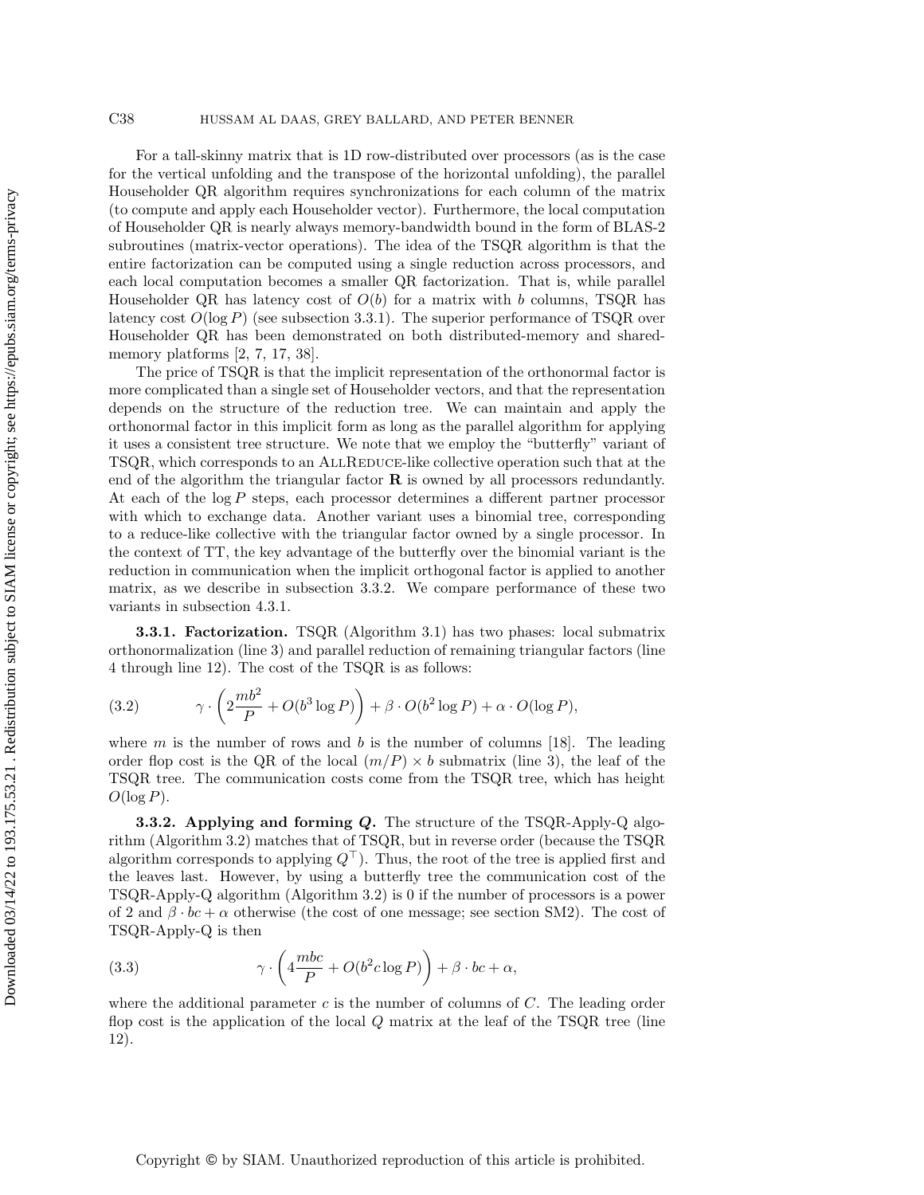For a tall-skinny matrix that is 1D row-distributed over processors (as is the case for the vertical unfolding and the transpose of the horizontal unfolding), the parallel Householder QR algorithm requires synchronizations for each column of the matrix (to compute and apply each Householder vector). Furthermore, the local computation of Householder QR is nearly always memory-bandwidth bound in the form of BLAS-2 subroutines (matrix-vector operations). The idea of the TSQR algorithm is that the entire factorization can be computed using a single reduction across processors, and each local computation becomes a smaller QR factorization. That is, while parallel Householder QR has latency cost of $O(b)$ for a matrix with $b$ columns, TSQR has latency cost $O(\log P)$ (see subsection 3.3.1). The superior performance of TSQR over Householder QR has been demonstrated on both distributed-memory and shared-memory platforms [2, 7, 17, 38].

The price of TSQR is that the implicit representation of the orthonormal factor is more complicated than a single set of Householder vectors, and that the representation depends on the structure of the reduction tree. We can maintain and apply the orthonormal factor in this implicit form as long as the parallel algorithm for applying it uses a consistent tree structure. We note that we employ the "butterfly" variant of TSQR, which corresponds to an AllReduce-like collective operation such that at the end of the algorithm the triangular factor $\mathbf{R}$ is owned by all processors redundantly. At each of the $\log P$ steps, each processor determines a different partner processor with which to exchange data. Another variant uses a binomial tree, corresponding to a reduce-like collective with the triangular factor owned by a single processor. In the context of TT, the key advantage of the butterfly over the binomial variant is the reduction in communication when the implicit orthogonal factor is applied to another matrix, as we describe in subsection 3.3.2. We compare performance of these two variants in subsection 4.3.1.

**3.3.1. Factorization.** TSQR (Algorithm 3.1) has two phases: local submatrix orthonormalization (line 3) and parallel reduction of remaining triangular factors (line 4 through line 12). The cost of the TSQR is as follows:

$$\gamma \cdot \left(2\frac{mb^2}{P} + O(b^3 \log P)\right) + \beta \cdot O(b^2 \log P) + \alpha \cdot O(\log P), \tag{3.2}$$

where $m$ is the number of rows and $b$ is the number of columns [18]. The leading order flop cost is the QR of the local $(m/P) \times b$ submatrix (line 3), the leaf of the TSQR tree. The communication costs come from the TSQR tree, which has height $O(\log P)$.

**3.3.2. Applying and forming *Q*.** The structure of the TSQR-Apply-Q algorithm (Algorithm 3.2) matches that of TSQR, but in reverse order (because the TSQR algorithm corresponds to applying $Q^\top$). Thus, the root of the tree is applied first and the leaves last. However, by using a butterfly tree the communication cost of the TSQR-Apply-Q algorithm (Algorithm 3.2) is 0 if the number of processors is a power of 2 and $\beta \cdot bc + \alpha$ otherwise (the cost of one message; see section SM2). The cost of TSQR-Apply-Q is then

$$\gamma \cdot \left(4\frac{mbc}{P} + O(b^2 c \log P)\right) + \beta \cdot bc + \alpha, \tag{3.3}$$

where the additional parameter $c$ is the number of columns of $C$. The leading order flop cost is the application of the local $Q$ matrix at the leaf of the TSQR tree (line 12).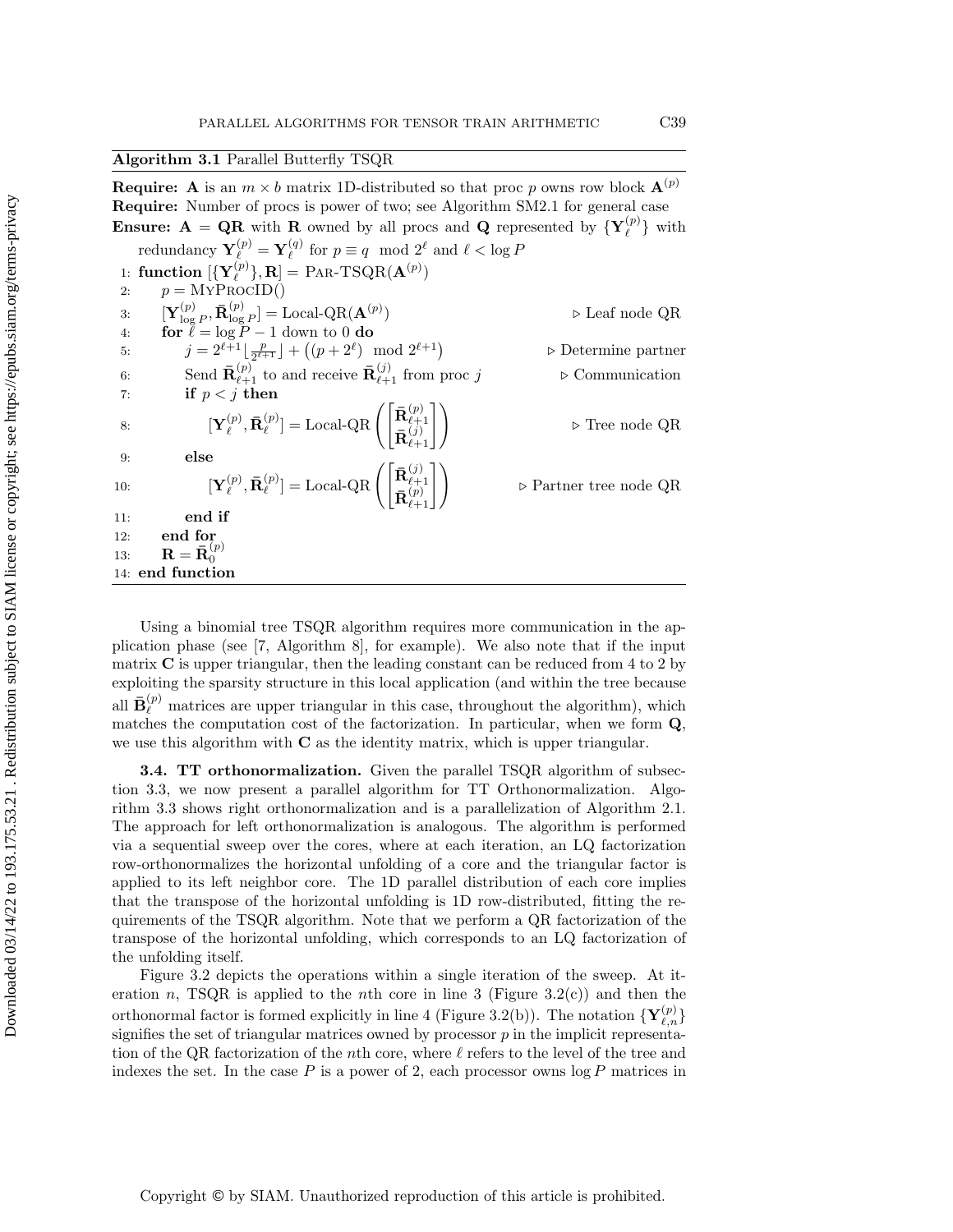**Algorithm 3.1** Parallel Butterfly TSQR

**Require:** $\mathbf{A}$ is an $m \times b$ matrix 1D-distributed so that proc $p$ owns row block $\mathbf{A}^{(p)}$

**Require:** Number of procs is power of two; see Algorithm SM2.1 for general case

**Ensure:** $\mathbf{A} = \mathbf{QR}$ with $\mathbf{R}$ owned by all procs and $\mathbf{Q}$ represented by $\{\mathbf{Y}_\ell^{(p)}\}$ with redundancy $\mathbf{Y}_\ell^{(p)} = \mathbf{Y}_\ell^{(q)}$ for $p \equiv q \mod 2^\ell$ and $\ell < \log P$

```
1:  function [{Y_ℓ^(p)}, R] = Par-TSQR(A^(p))
2:      p = MyProcID()
3:      [Y_{log P}^(p), R̄_{log P}^(p)] = Local-QR(A^(p))                 ▷ Leaf node QR
4:      for ℓ = log P − 1 down to 0 do
5:          j = 2^{ℓ+1} ⌊p / 2^{ℓ+1}⌋ + ((p + 2^ℓ) mod 2^{ℓ+1})          ▷ Determine partner
6:          Send R̄_{ℓ+1}^(p) to and receive R̄_{ℓ+1}^(j) from proc j     ▷ Communication
7:          if p < j then
8:              [Y_ℓ^(p), R̄_ℓ^(p)] = Local-QR([R̄_{ℓ+1}^(p); R̄_{ℓ+1}^(j)])   ▷ Tree node QR
9:          else
10:             [Y_ℓ^(p), R̄_ℓ^(p)] = Local-QR([R̄_{ℓ+1}^(j); R̄_{ℓ+1}^(p)])   ▷ Partner tree node QR
11:         end if
12:     end for
13:     R = R̄_0^(p)
14: end function
```

Using a binomial tree TSQR algorithm requires more communication in the application phase (see [7, Algorithm 8], for example). We also note that if the input matrix $\mathbf{C}$ is upper triangular, then the leading constant can be reduced from 4 to 2 by exploiting the sparsity structure in this local application (and within the tree because all $\bar{\mathbf{B}}_\ell^{(p)}$ matrices are upper triangular in this case, throughout the algorithm), which matches the computation cost of the factorization. In particular, when we form $\mathbf{Q}$, we use this algorithm with $\mathbf{C}$ as the identity matrix, which is upper triangular.

**3.4. TT orthonormalization.** Given the parallel TSQR algorithm of subsection 3.3, we now present a parallel algorithm for TT Orthonormalization. Algorithm 3.3 shows right orthonormalization and is a parallelization of Algorithm 2.1. The approach for left orthonormalization is analogous. The algorithm is performed via a sequential sweep over the cores, where at each iteration, an LQ factorization row-orthonormalizes the horizontal unfolding of a core and the triangular factor is applied to its left neighbor core. The 1D parallel distribution of each core implies that the transpose of the horizontal unfolding is 1D row-distributed, fitting the requirements of the TSQR algorithm. Note that we perform a QR factorization of the transpose of the horizontal unfolding, which corresponds to an LQ factorization of the unfolding itself.

Figure 3.2 depicts the operations within a single iteration of the sweep. At iteration $n$, TSQR is applied to the $n$th core in line 3 (Figure 3.2(c)) and then the orthonormal factor is formed explicitly in line 4 (Figure 3.2(b)). The notation $\{\mathbf{Y}_{\ell,n}^{(p)}\}$ signifies the set of triangular matrices owned by processor $p$ in the implicit representation of the QR factorization of the $n$th core, where $\ell$ refers to the level of the tree and indexes the set. In the case $P$ is a power of 2, each processor owns $\log P$ matrices in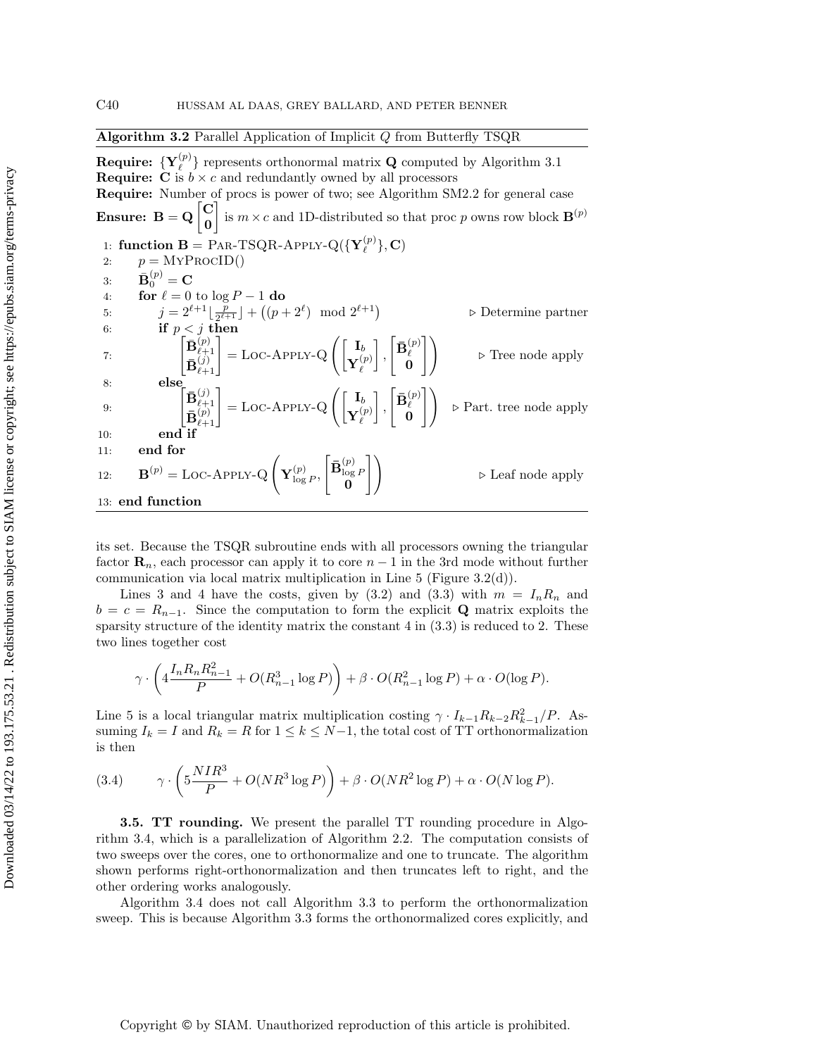**Algorithm 3.2** Parallel Application of Implicit $Q$ from Butterfly TSQR

**Require:** $\{\mathbf{Y}_\ell^{(p)}\}$ represents orthonormal matrix $\mathbf{Q}$ computed by Algorithm 3.1
**Require:** $\mathbf{C}$ is $b \times c$ and redundantly owned by all processors
**Require:** Number of procs is power of two; see Algorithm SM2.2 for general case
**Ensure:** $\mathbf{B} = \mathbf{Q}\begin{bmatrix}\mathbf{C}\\ \mathbf{0}\end{bmatrix}$ is $m \times c$ and 1D-distributed so that proc $p$ owns row block $\mathbf{B}^{(p)}$

```
1:  function B = Par-TSQR-Apply-Q({Y_ℓ^(p)}, C)
2:      p = MyProcID()
3:      B̄_0^(p) = C
4:      for ℓ = 0 to log P − 1 do
5:          j = 2^(ℓ+1) ⌊p / 2^(ℓ+1)⌋ + ((p + 2^ℓ) mod 2^(ℓ+1))        ▷ Determine partner
6:          if p < j then
7:              [B̄_{ℓ+1}^(p); B̄_{ℓ+1}^(j)] = Loc-Apply-Q([I_b; Y_ℓ^(p)], [B̄_ℓ^(p); 0])   ▷ Tree node apply
8:          else
9:              [B̄_{ℓ+1}^(j); B̄_{ℓ+1}^(p)] = Loc-Apply-Q([I_b; Y_ℓ^(p)], [B̄_ℓ^(p); 0])   ▷ Part. tree node apply
10:         end if
11:     end for
12:     B^(p) = Loc-Apply-Q(Y_{log P}^(p), [B̄_{log P}^(p); 0])                   ▷ Leaf node apply
13: end function
```

its set. Because the TSQR subroutine ends with all processors owning the triangular factor $\mathbf{R}_n$, each processor can apply it to core $n-1$ in the 3rd mode without further communication via local matrix multiplication in Line 5 (Figure 3.2(d)).

Lines 3 and 4 have the costs, given by (3.2) and (3.3) with $m = I_n R_n$ and $b = c = R_{n-1}$. Since the computation to form the explicit $\mathbf{Q}$ matrix exploits the sparsity structure of the identity matrix the constant 4 in (3.3) is reduced to 2. These two lines together cost

$$\gamma \cdot \left(4\frac{I_n R_n R_{n-1}^2}{P} + O(R_{n-1}^3 \log P)\right) + \beta \cdot O(R_{n-1}^2 \log P) + \alpha \cdot O(\log P).$$

Line 5 is a local triangular matrix multiplication costing $\gamma \cdot I_{k-1}R_{k-2}R_{k-1}^2/P$. Assuming $I_k = I$ and $R_k = R$ for $1 \le k \le N-1$, the total cost of TT orthonormalization is then

$$\gamma \cdot \left(5\frac{NIR^3}{P} + O(NR^3 \log P)\right) + \beta \cdot O(NR^2 \log P) + \alpha \cdot O(N \log P). \tag{3.4}$$

**3.5. TT rounding.** We present the parallel TT rounding procedure in Algorithm 3.4, which is a parallelization of Algorithm 2.2. The computation consists of two sweeps over the cores, one to orthonormalize and one to truncate. The algorithm shown performs right-orthonormalization and then truncates left to right, and the other ordering works analogously.

Algorithm 3.4 does not call Algorithm 3.3 to perform the orthonormalization sweep. This is because Algorithm 3.3 forms the orthonormalized cores explicitly, and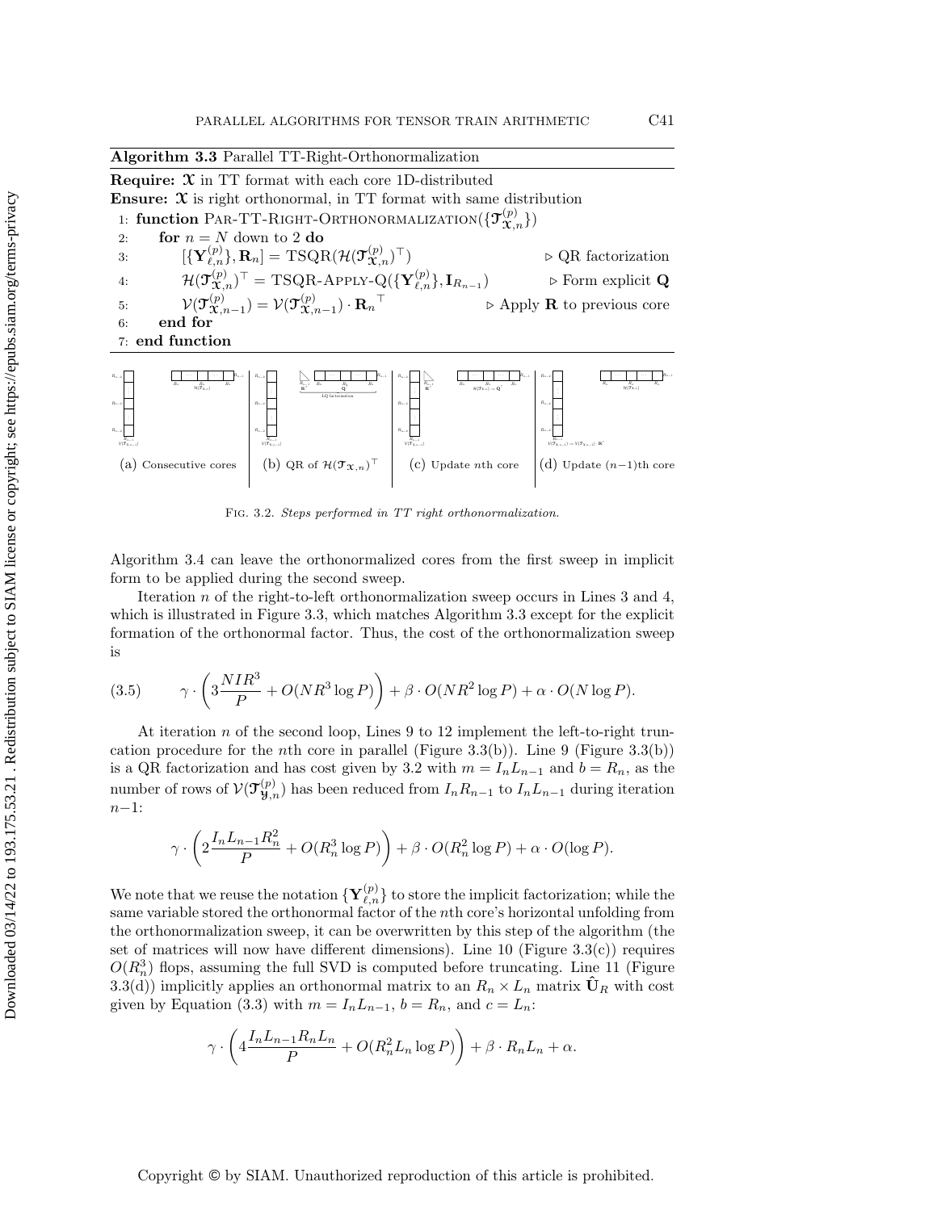**Algorithm 3.3** Parallel TT-Right-Orthonormalization

**Require:** $\mathfrak{X}$ in TT format with each core 1D-distributed
**Ensure:** $\mathfrak{X}$ is right orthonormal, in TT format with same distribution

```
1: function PAR-TT-RIGHT-ORTHONORMALIZATION({T^(p)_{X,n}})
2:     for n = N down to 2 do
3:         [{Y^(p)_{ℓ,n}}, R_n] = TSQR(H(T^(p)_{X,n})^T)          ▷ QR factorization
4:         H(T^(p)_{X,n})^T = TSQR-APPLY-Q({Y^(p)_{ℓ,n}}, I_{R_{n-1}})   ▷ Form explicit Q
5:         V(T^(p)_{X,n-1}) = V(T^(p)_{X,n-1}) · R_n^T              ▷ Apply R to previous core
6:     end for
7: end function
```

(a) Consecutive cores (b) QR of $\mathcal{H}(\mathfrak{T}_{\mathfrak{X},n})^\top$ (c) Update $n$th core (d) Update $(n-1)$th core

Fig. 3.2. *Steps performed in TT right orthonormalization.*

Algorithm 3.4 can leave the orthonormalized cores from the first sweep in implicit form to be applied during the second sweep.

Iteration $n$ of the right-to-left orthonormalization sweep occurs in Lines 3 and 4, which is illustrated in Figure 3.3, which matches Algorithm 3.3 except for the explicit formation of the orthonormal factor. Thus, the cost of the orthonormalization sweep is

$$\gamma \cdot \left(3\frac{NIR^3}{P} + O(NR^3 \log P)\right) + \beta \cdot O(NR^2 \log P) + \alpha \cdot O(N \log P). \tag{3.5}$$

At iteration $n$ of the second loop, Lines 9 to 12 implement the left-to-right truncation procedure for the $n$th core in parallel (Figure 3.3(b)). Line 9 (Figure 3.3(b)) is a QR factorization and has cost given by 3.2 with $m = I_n L_{n-1}$ and $b = R_n$, as the number of rows of $\mathcal{V}(\mathfrak{T}^{(p)}_{\mathfrak{Y},n})$ has been reduced from $I_n R_{n-1}$ to $I_n L_{n-1}$ during iteration $n-1$:

$$\gamma \cdot \left(2\frac{I_n L_{n-1} R_n^2}{P} + O(R_n^3 \log P)\right) + \beta \cdot O(R_n^2 \log P) + \alpha \cdot O(\log P).$$

We note that we reuse the notation $\{\mathbf{Y}^{(p)}_{\ell,n}\}$ to store the implicit factorization; while the same variable stored the orthonormal factor of the $n$th core's horizontal unfolding from the orthonormalization sweep, it can be overwritten by this step of the algorithm (the set of matrices will now have different dimensions). Line 10 (Figure 3.3(c)) requires $O(R_n^3)$ flops, assuming the full SVD is computed before truncating. Line 11 (Figure 3.3(d)) implicitly applies an orthonormal matrix to an $R_n \times L_n$ matrix $\hat{\mathbf{U}}_R$ with cost given by Equation (3.3) with $m = I_n L_{n-1}$, $b = R_n$, and $c = L_n$:

$$\gamma \cdot \left(4\frac{I_n L_{n-1} R_n L_n}{P} + O(R_n^2 L_n \log P)\right) + \beta \cdot R_n L_n + \alpha.$$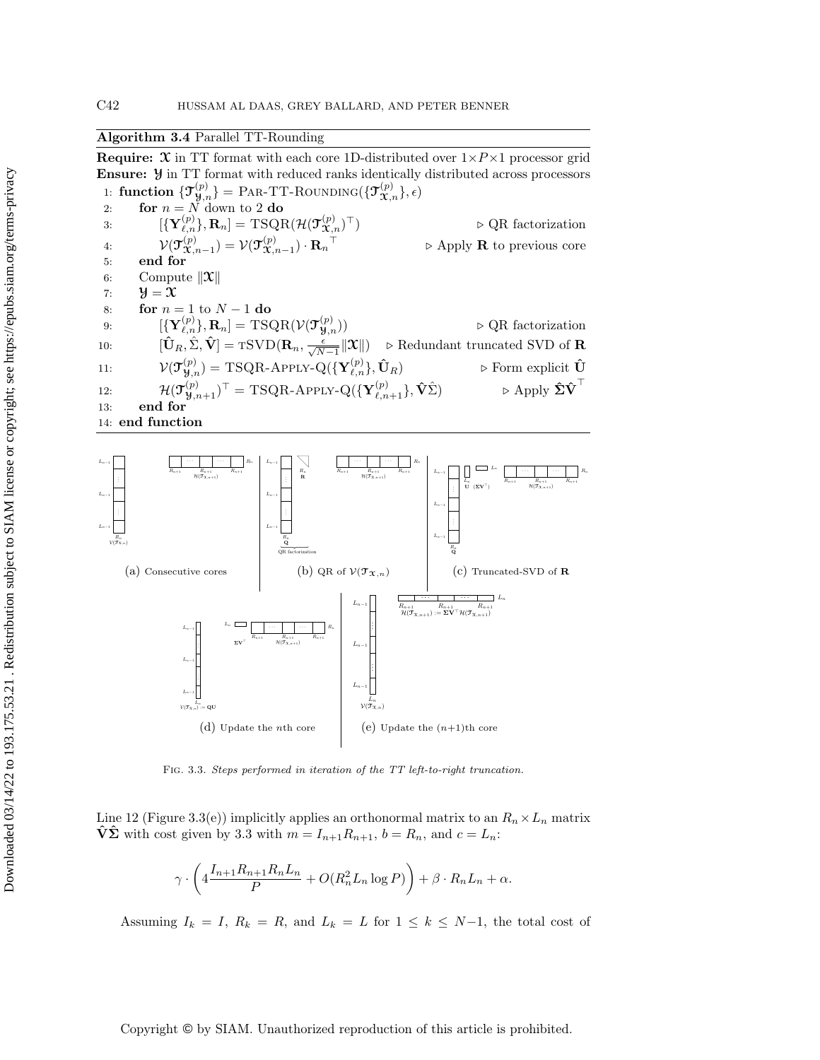**Algorithm 3.4** Parallel TT-Rounding

**Require:** $\mathfrak{X}$ in TT format with each core 1D-distributed over $1 \times P \times 1$ processor grid
**Ensure:** $\mathfrak{Y}$ in TT format with reduced ranks identically distributed across processors

1: **function** $\{\mathfrak{T}_{\mathfrak{Y},n}^{(p)}\} = \text{PAR-TT-ROUNDING}(\{\mathfrak{T}_{\mathfrak{X},n}^{(p)}\}, \epsilon)$
2: &nbsp;&nbsp;&nbsp;&nbsp;**for** $n = N$ down to 2 **do**
3: &nbsp;&nbsp;&nbsp;&nbsp;&nbsp;&nbsp;&nbsp;&nbsp;$[\{\mathbf{Y}_{\ell,n}^{(p)}\}, \mathbf{R}_n] = \text{TSQR}(\mathcal{H}(\mathfrak{T}_{\mathfrak{X},n}^{(p)})^\top)$ ▷ QR factorization
4: &nbsp;&nbsp;&nbsp;&nbsp;&nbsp;&nbsp;&nbsp;&nbsp;$\mathcal{V}(\mathfrak{T}_{\mathfrak{X},n-1}^{(p)}) = \mathcal{V}(\mathfrak{T}_{\mathfrak{X},n-1}^{(p)}) \cdot \mathbf{R}_n{}^\top$ ▷ Apply $\mathbf{R}$ to previous core
5: &nbsp;&nbsp;&nbsp;&nbsp;**end for**
6: &nbsp;&nbsp;&nbsp;&nbsp;Compute $\|\mathfrak{X}\|$
7: &nbsp;&nbsp;&nbsp;&nbsp;$\mathfrak{Y} = \mathfrak{X}$
8: &nbsp;&nbsp;&nbsp;&nbsp;**for** $n = 1$ to $N-1$ **do**
9: &nbsp;&nbsp;&nbsp;&nbsp;&nbsp;&nbsp;&nbsp;&nbsp;$[\{\mathbf{Y}_{\ell,n}^{(p)}\}, \mathbf{R}_n] = \text{TSQR}(\mathcal{V}(\mathfrak{T}_{\mathfrak{Y},n}^{(p)}))$ ▷ QR factorization
10: &nbsp;&nbsp;&nbsp;&nbsp;&nbsp;&nbsp;&nbsp;$[\hat{\mathbf{U}}_R, \hat{\Sigma}, \hat{\mathbf{V}}] = \text{TSVD}(\mathbf{R}_n, \frac{\epsilon}{\sqrt{N-1}}\|\mathfrak{X}\|)$ ▷ Redundant truncated SVD of $\mathbf{R}$
11: &nbsp;&nbsp;&nbsp;&nbsp;&nbsp;&nbsp;&nbsp;$\mathcal{V}(\mathfrak{T}_{\mathfrak{Y},n}^{(p)}) = \text{TSQR-APPLY-Q}(\{\mathbf{Y}_{\ell,n}^{(p)}\}, \hat{\mathbf{U}}_R)$ ▷ Form explicit $\hat{\mathbf{U}}$
12: &nbsp;&nbsp;&nbsp;&nbsp;&nbsp;&nbsp;&nbsp;$\mathcal{H}(\mathfrak{T}_{\mathfrak{Y},n+1}^{(p)})^\top = \text{TSQR-APPLY-Q}(\{\mathbf{Y}_{\ell,n+1}^{(p)}\}, \hat{\mathbf{V}}\hat{\Sigma})$ ▷ Apply $\hat{\mathbf{\Sigma}}\hat{\mathbf{V}}^\top$
13: &nbsp;&nbsp;&nbsp;&nbsp;**end for**
14: **end function**

(a) Consecutive cores (b) QR of $\mathcal{V}(\mathfrak{T}_{\mathfrak{X},n})$ (c) Truncated-SVD of $\mathbf{R}$ (d) Update the $n$th core (e) Update the $(n+1)$th core

Fig. 3.3. *Steps performed in iteration of the TT left-to-right truncation.*

Line 12 (Figure 3.3(e)) implicitly applies an orthonormal matrix to an $R_n \times L_n$ matrix $\hat{\mathbf{V}}\hat{\mathbf{\Sigma}}$ with cost given by 3.3 with $m = I_{n+1}R_{n+1}$, $b = R_n$, and $c = L_n$:

$$\gamma \cdot \left( 4\frac{I_{n+1}R_{n+1}R_nL_n}{P} + O(R_n^2 L_n \log P) \right) + \beta \cdot R_nL_n + \alpha.$$

Assuming $I_k = I$, $R_k = R$, and $L_k = L$ for $1 \le k \le N-1$, the total cost of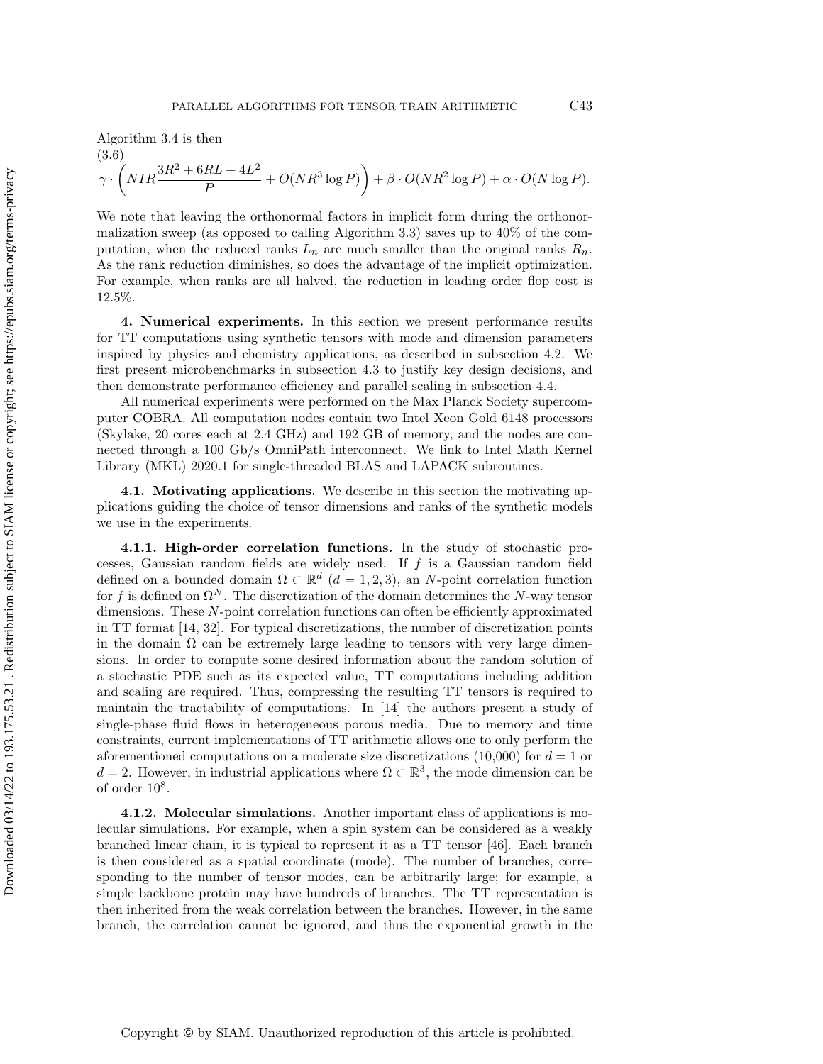Algorithm 3.4 is then

$$\gamma \cdot \left( NIR\frac{3R^2 + 6RL + 4L^2}{P} + O(NR^3 \log P) \right) + \beta \cdot O(NR^2 \log P) + \alpha \cdot O(N \log P). \tag{3.6}$$

We note that leaving the orthonormal factors in implicit form during the orthonormalization sweep (as opposed to calling Algorithm 3.3) saves up to 40% of the computation, when the reduced ranks $L_n$ are much smaller than the original ranks $R_n$. As the rank reduction diminishes, so does the advantage of the implicit optimization. For example, when ranks are all halved, the reduction in leading order flop cost is 12.5%.

## 4. Numerical experiments.

In this section we present performance results for TT computations using synthetic tensors with mode and dimension parameters inspired by physics and chemistry applications, as described in subsection 4.2. We first present microbenchmarks in subsection 4.3 to justify key design decisions, and then demonstrate performance efficiency and parallel scaling in subsection 4.4.

All numerical experiments were performed on the Max Planck Society supercomputer COBRA. All computation nodes contain two Intel Xeon Gold 6148 processors (Skylake, 20 cores each at 2.4 GHz) and 192 GB of memory, and the nodes are connected through a 100 Gb/s OmniPath interconnect. We link to Intel Math Kernel Library (MKL) 2020.1 for single-threaded BLAS and LAPACK subroutines.

### 4.1. Motivating applications.

We describe in this section the motivating applications guiding the choice of tensor dimensions and ranks of the synthetic models we use in the experiments.

#### 4.1.1. High-order correlation functions.

In the study of stochastic processes, Gaussian random fields are widely used. If $f$ is a Gaussian random field defined on a bounded domain $\Omega \subset \mathbb{R}^d$ ($d = 1, 2, 3$), an $N$-point correlation function for $f$ is defined on $\Omega^N$. The discretization of the domain determines the $N$-way tensor dimensions. These $N$-point correlation functions can often be efficiently approximated in TT format [14, 32]. For typical discretizations, the number of discretization points in the domain $\Omega$ can be extremely large leading to tensors with very large dimensions. In order to compute some desired information about the random solution of a stochastic PDE such as its expected value, TT computations including addition and scaling are required. Thus, compressing the resulting TT tensors is required to maintain the tractability of computations. In [14] the authors present a study of single-phase fluid flows in heterogeneous porous media. Due to memory and time constraints, current implementations of TT arithmetic allows one to only perform the aforementioned computations on a moderate size discretizations (10,000) for $d = 1$ or $d = 2$. However, in industrial applications where $\Omega \subset \mathbb{R}^3$, the mode dimension can be of order $10^8$.

#### 4.1.2. Molecular simulations.

Another important class of applications is molecular simulations. For example, when a spin system can be considered as a weakly branched linear chain, it is typical to represent it as a TT tensor [46]. Each branch is then considered as a spatial coordinate (mode). The number of branches, corresponding to the number of tensor modes, can be arbitrarily large; for example, a simple backbone protein may have hundreds of branches. The TT representation is then inherited from the weak correlation between the branches. However, in the same branch, the correlation cannot be ignored, and thus the exponential growth in the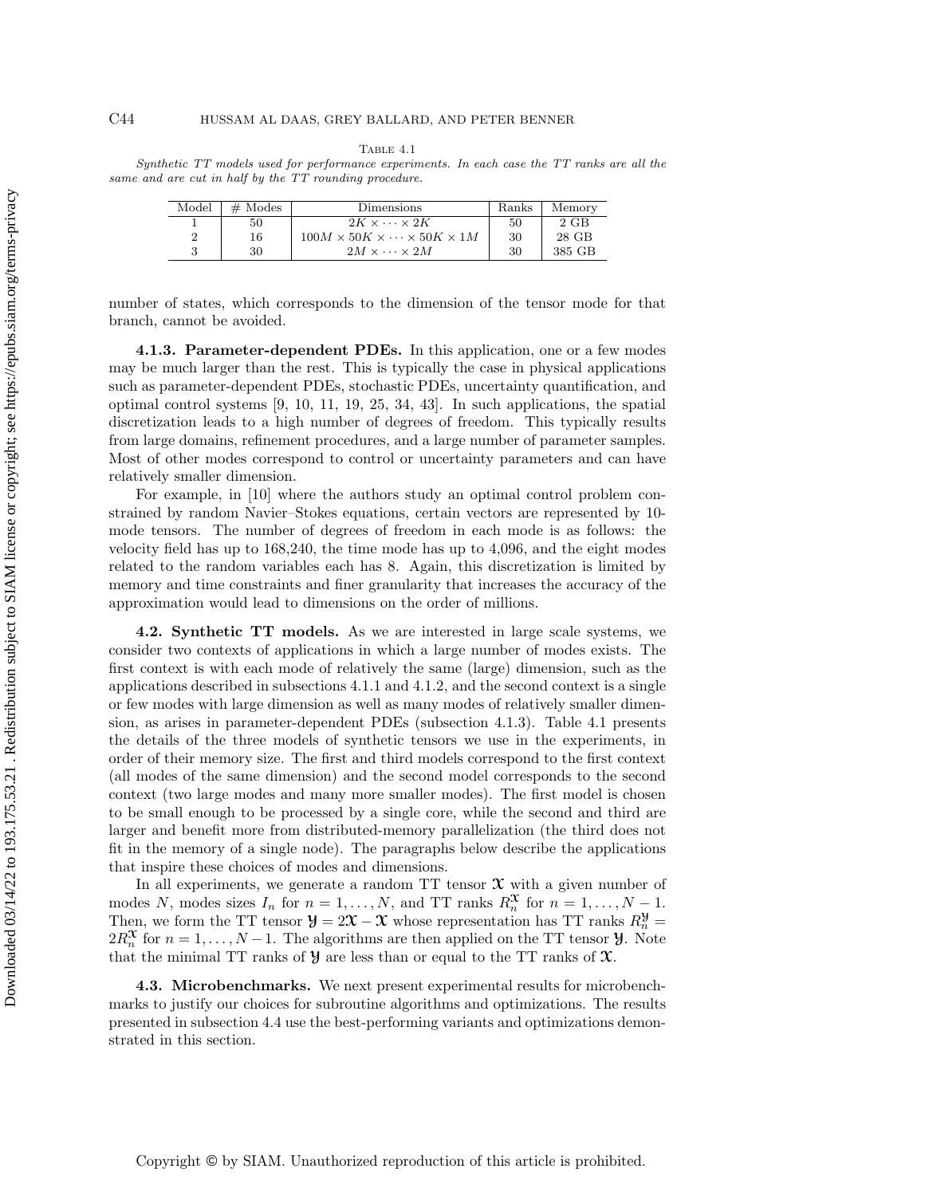Table 4.1

*Synthetic TT models used for performance experiments. In each case the TT ranks are all the same and are cut in half by the TT rounding procedure.*

| Model | # Modes | Dimensions | Ranks | Memory |
|---|---|---|---|---|
| 1 | 50 | $2K \times \cdots \times 2K$ | 50 | 2 GB |
| 2 | 16 | $100M \times 50K \times \cdots \times 50K \times 1M$ | 30 | 28 GB |
| 3 | 30 | $2M \times \cdots \times 2M$ | 30 | 385 GB |

number of states, which corresponds to the dimension of the tensor mode for that branch, cannot be avoided.

**4.1.3. Parameter-dependent PDEs.** In this application, one or a few modes may be much larger than the rest. This is typically the case in physical applications such as parameter-dependent PDEs, stochastic PDEs, uncertainty quantification, and optimal control systems [9, 10, 11, 19, 25, 34, 43]. In such applications, the spatial discretization leads to a high number of degrees of freedom. This typically results from large domains, refinement procedures, and a large number of parameter samples. Most of other modes correspond to control or uncertainty parameters and can have relatively smaller dimension.

For example, in [10] where the authors study an optimal control problem constrained by random Navier–Stokes equations, certain vectors are represented by 10-mode tensors. The number of degrees of freedom in each mode is as follows: the velocity field has up to 168,240, the time mode has up to 4,096, and the eight modes related to the random variables each has 8. Again, this discretization is limited by memory and time constraints and finer granularity that increases the accuracy of the approximation would lead to dimensions on the order of millions.

**4.2. Synthetic TT models.** As we are interested in large scale systems, we consider two contexts of applications in which a large number of modes exists. The first context is with each mode of relatively the same (large) dimension, such as the applications described in subsections 4.1.1 and 4.1.2, and the second context is a single or few modes with large dimension as well as many modes of relatively smaller dimension, as arises in parameter-dependent PDEs (subsection 4.1.3). Table 4.1 presents the details of the three models of synthetic tensors we use in the experiments, in order of their memory size. The first and third models correspond to the first context (all modes of the same dimension) and the second model corresponds to the second context (two large modes and many more smaller modes). The first model is chosen to be small enough to be processed by a single core, while the second and third are larger and benefit more from distributed-memory parallelization (the third does not fit in the memory of a single node). The paragraphs below describe the applications that inspire these choices of modes and dimensions.

In all experiments, we generate a random TT tensor $\mathcal{X}$ with a given number of modes $N$, modes sizes $I_n$ for $n = 1, \ldots, N$, and TT ranks $R_n^{\mathcal{X}}$ for $n = 1, \ldots, N-1$. Then, we form the TT tensor $\mathcal{Y} = 2\mathcal{X} - \mathcal{X}$ whose representation has TT ranks $R_n^{\mathcal{Y}} = 2R_n^{\mathcal{X}}$ for $n = 1, \ldots, N-1$. The algorithms are then applied on the TT tensor $\mathcal{Y}$. Note that the minimal TT ranks of $\mathcal{Y}$ are less than or equal to the TT ranks of $\mathcal{X}$.

**4.3. Microbenchmarks.** We next present experimental results for microbenchmarks to justify our choices for subroutine algorithms and optimizations. The results presented in subsection 4.4 use the best-performing variants and optimizations demonstrated in this section.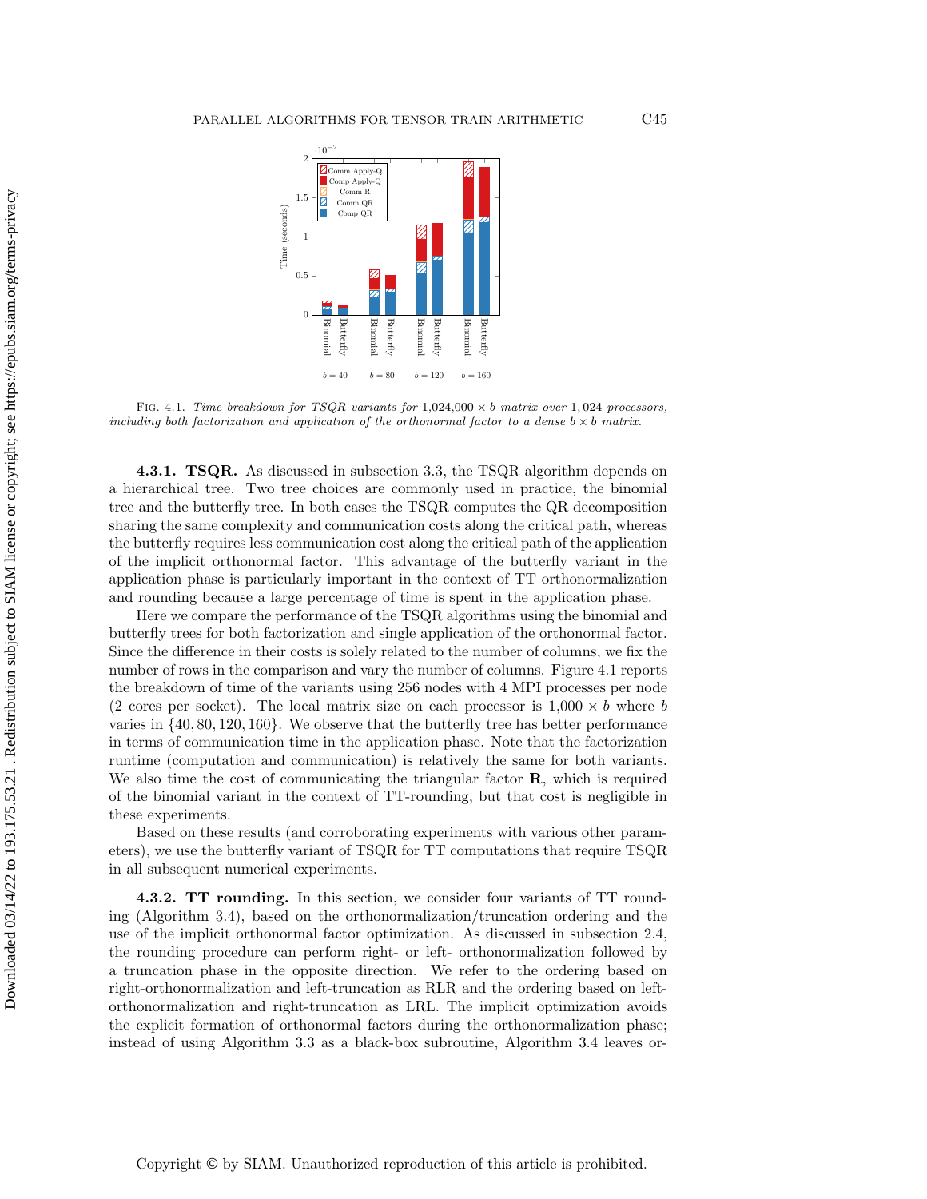Fig. 4.1. *Time breakdown for TSQR variants for $1{,}024{,}000 \times b$ matrix over $1{,}024$ processors, including both factorization and application of the orthonormal factor to a dense $b \times b$ matrix.*

**4.3.1. TSQR.** As discussed in subsection 3.3, the TSQR algorithm depends on a hierarchical tree. Two tree choices are commonly used in practice, the binomial tree and the butterfly tree. In both cases the TSQR computes the QR decomposition sharing the same complexity and communication costs along the critical path, whereas the butterfly requires less communication cost along the critical path of the application of the implicit orthonormal factor. This advantage of the butterfly variant in the application phase is particularly important in the context of TT orthonormalization and rounding because a large percentage of time is spent in the application phase.

Here we compare the performance of the TSQR algorithms using the binomial and butterfly trees for both factorization and single application of the orthonormal factor. Since the difference in their costs is solely related to the number of columns, we fix the number of rows in the comparison and vary the number of columns. Figure 4.1 reports the breakdown of time of the variants using 256 nodes with 4 MPI processes per node (2 cores per socket). The local matrix size on each processor is $1{,}000 \times b$ where $b$ varies in $\{40, 80, 120, 160\}$. We observe that the butterfly tree has better performance in terms of communication time in the application phase. Note that the factorization runtime (computation and communication) is relatively the same for both variants. We also time the cost of communicating the triangular factor $\mathbf{R}$, which is required of the binomial variant in the context of TT-rounding, but that cost is negligible in these experiments.

Based on these results (and corroborating experiments with various other parameters), we use the butterfly variant of TSQR for TT computations that require TSQR in all subsequent numerical experiments.

**4.3.2. TT rounding.** In this section, we consider four variants of TT rounding (Algorithm 3.4), based on the orthonormalization/truncation ordering and the use of the implicit orthonormal factor optimization. As discussed in subsection 2.4, the rounding procedure can perform right- or left- orthonormalization followed by a truncation phase in the opposite direction. We refer to the ordering based on right-orthonormalization and left-truncation as RLR and the ordering based on left-orthonormalization and right-truncation as LRL. The implicit optimization avoids the explicit formation of orthonormal factors during the orthonormalization phase; instead of using Algorithm 3.3 as a black-box subroutine, Algorithm 3.4 leaves or-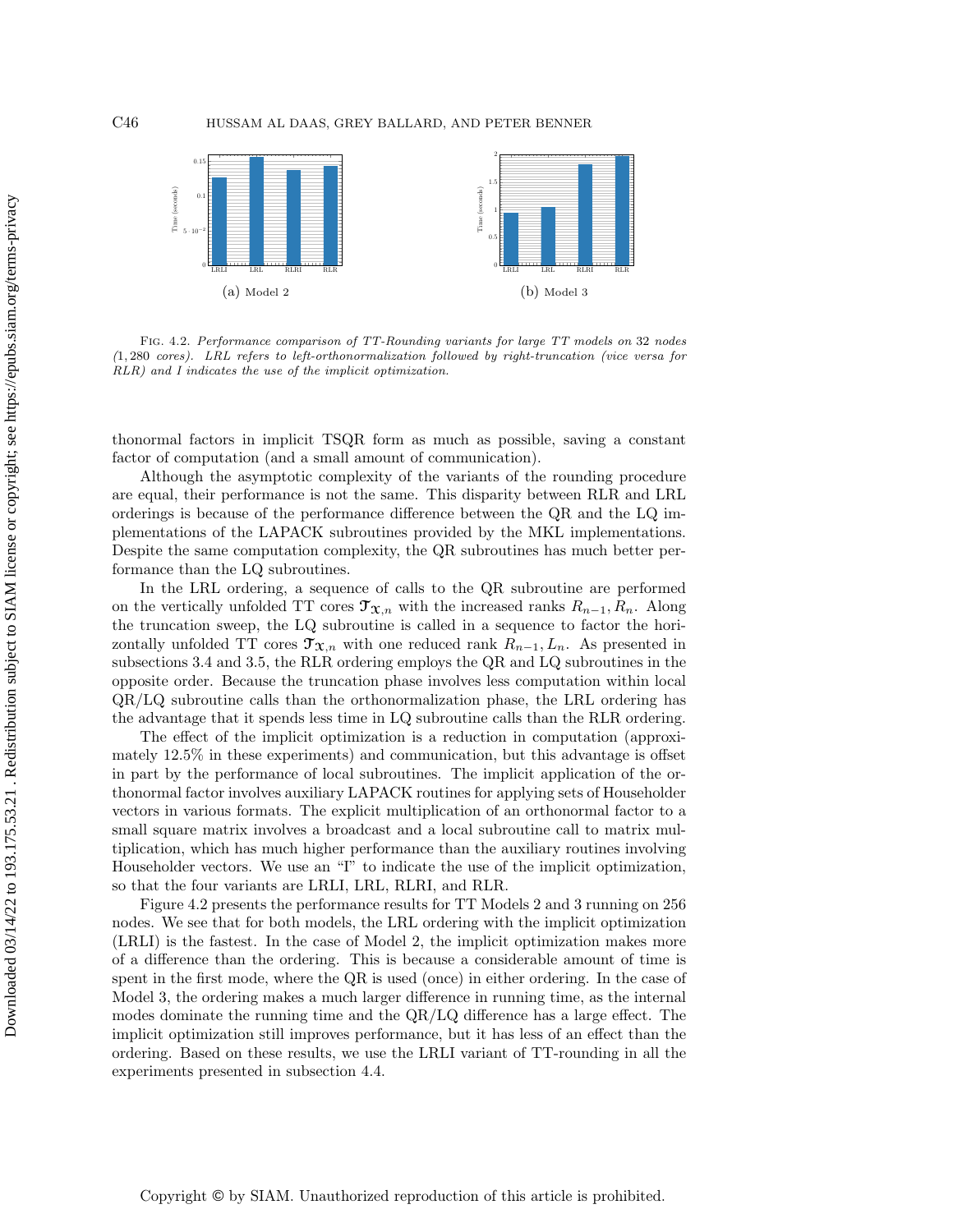Fig. 4.2. *Performance comparison of TT-Rounding variants for large TT models on* 32 *nodes (*1,280 *cores). LRL refers to left-orthonormalization followed by right-truncation (vice versa for RLR) and I indicates the use of the implicit optimization.*

(a) Model 2

(b) Model 3

thonormal factors in implicit TSQR form as much as possible, saving a constant factor of computation (and a small amount of communication).

Although the asymptotic complexity of the variants of the rounding procedure are equal, their performance is not the same. This disparity between RLR and LRL orderings is because of the performance difference between the QR and the LQ implementations of the LAPACK subroutines provided by the MKL implementations. Despite the same computation complexity, the QR subroutines has much better performance than the LQ subroutines.

In the LRL ordering, a sequence of calls to the QR subroutine are performed on the vertically unfolded TT cores $\mathcal{T}_{\mathbf{\mathcal{X}},n}$ with the increased ranks $R_{n-1}, R_n$. Along the truncation sweep, the LQ subroutine is called in a sequence to factor the horizontally unfolded TT cores $\mathcal{T}_{\mathbf{\mathcal{X}},n}$ with one reduced rank $R_{n-1}, L_n$. As presented in subsections 3.4 and 3.5, the RLR ordering employs the QR and LQ subroutines in the opposite order. Because the truncation phase involves less computation within local QR/LQ subroutine calls than the orthonormalization phase, the LRL ordering has the advantage that it spends less time in LQ subroutine calls than the RLR ordering.

The effect of the implicit optimization is a reduction in computation (approximately 12.5% in these experiments) and communication, but this advantage is offset in part by the performance of local subroutines. The implicit application of the orthonormal factor involves auxiliary LAPACK routines for applying sets of Householder vectors in various formats. The explicit multiplication of an orthonormal factor to a small square matrix involves a broadcast and a local subroutine call to matrix multiplication, which has much higher performance than the auxiliary routines involving Householder vectors. We use an "I" to indicate the use of the implicit optimization, so that the four variants are LRLI, LRL, RLRI, and RLR.

Figure 4.2 presents the performance results for TT Models 2 and 3 running on 256 nodes. We see that for both models, the LRL ordering with the implicit optimization (LRLI) is the fastest. In the case of Model 2, the implicit optimization makes more of a difference than the ordering. This is because a considerable amount of time is spent in the first mode, where the QR is used (once) in either ordering. In the case of Model 3, the ordering makes a much larger difference in running time, as the internal modes dominate the running time and the QR/LQ difference has a large effect. The implicit optimization still improves performance, but it has less of an effect than the ordering. Based on these results, we use the LRLI variant of TT-rounding in all the experiments presented in subsection 4.4.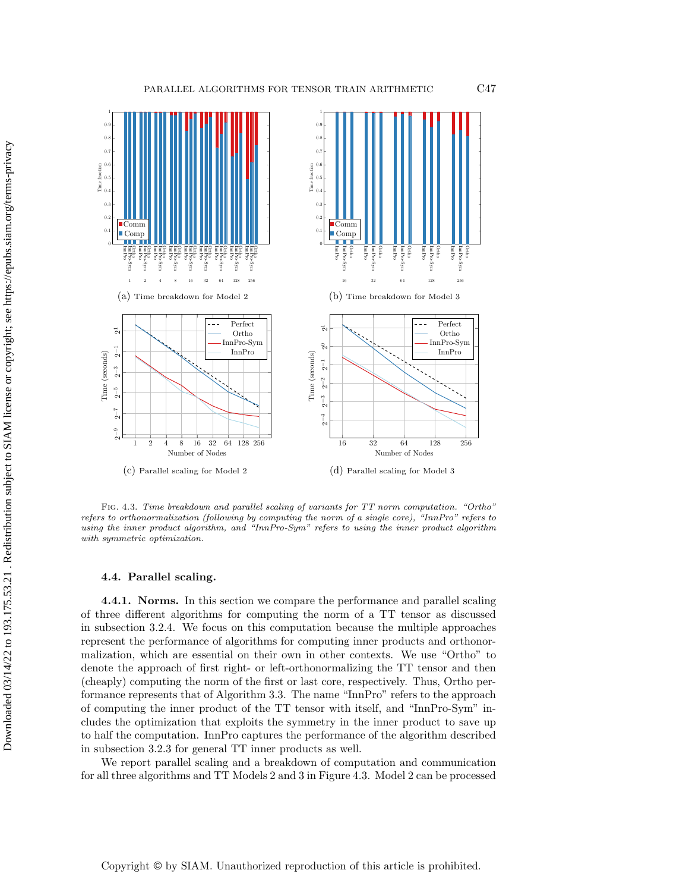(a) Time breakdown for Model 2

(b) Time breakdown for Model 3

(c) Parallel scaling for Model 2

(d) Parallel scaling for Model 3

Fig. 4.3. *Time breakdown and parallel scaling of variants for TT norm computation. "Ortho" refers to orthonormalization (following by computing the norm of a single core), "InnPro" refers to using the inner product algorithm, and "InnPro-Sym" refers to using the inner product algorithm with symmetric optimization.*

## 4.4. Parallel scaling.

**4.4.1. Norms.** In this section we compare the performance and parallel scaling of three different algorithms for computing the norm of a TT tensor as discussed in subsection 3.2.4. We focus on this computation because the multiple approaches represent the performance of algorithms for computing inner products and orthonormalization, which are essential on their own in other contexts. We use "Ortho" to denote the approach of first right- or left-orthonormalizing the TT tensor and then (cheaply) computing the norm of the first or last core, respectively. Thus, Ortho performance represents that of Algorithm 3.3. The name "InnPro" refers to the approach of computing the inner product of the TT tensor with itself, and "InnPro-Sym" includes the optimization that exploits the symmetry in the inner product to save up to half the computation. InnPro captures the performance of the algorithm described in subsection 3.2.3 for general TT inner products as well.

We report parallel scaling and a breakdown of computation and communication for all three algorithms and TT Models 2 and 3 in Figure 4.3. Model 2 can be processed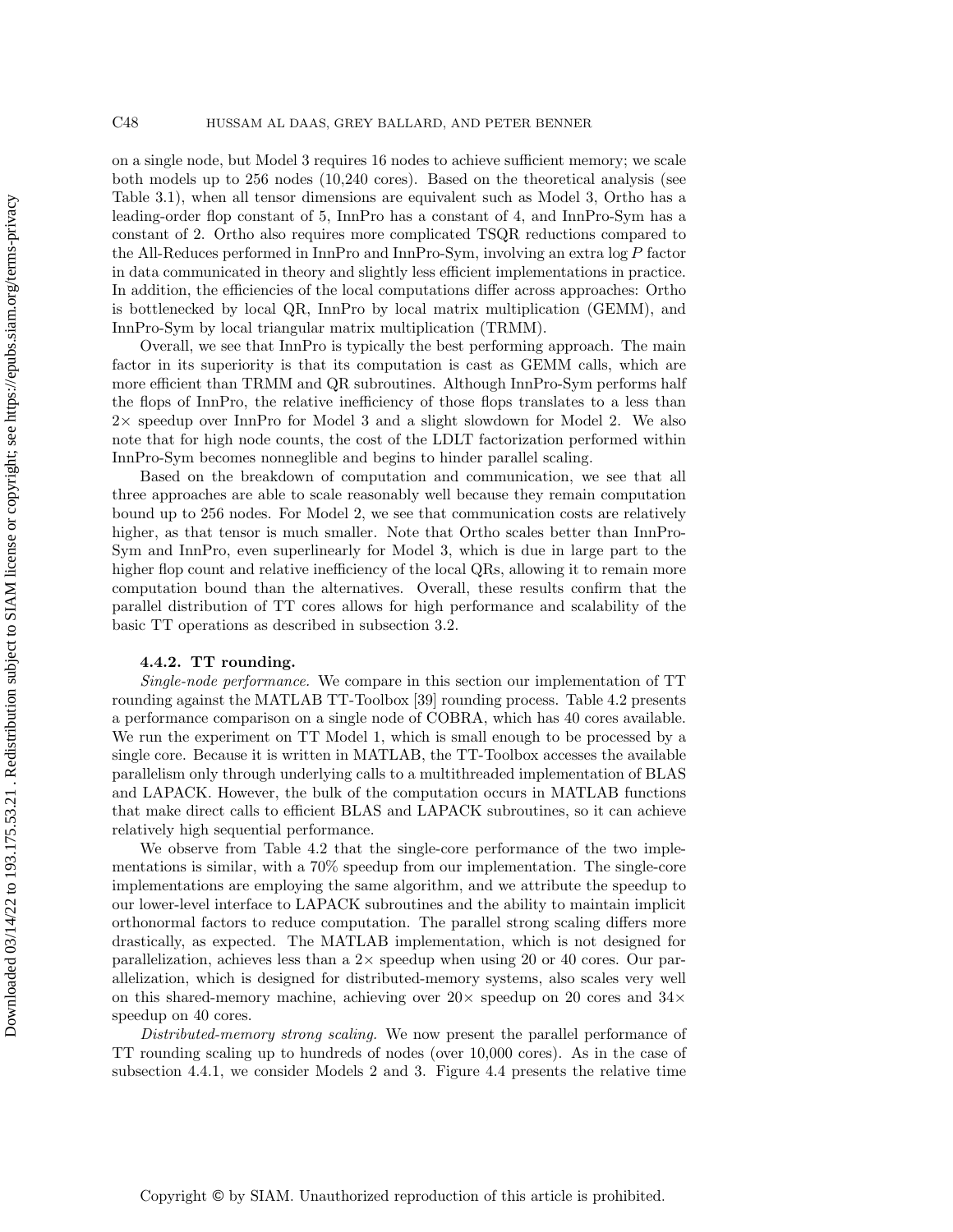on a single node, but Model 3 requires 16 nodes to achieve sufficient memory; we scale both models up to 256 nodes (10,240 cores). Based on the theoretical analysis (see Table 3.1), when all tensor dimensions are equivalent such as Model 3, Ortho has a leading-order flop constant of 5, InnPro has a constant of 4, and InnPro-Sym has a constant of 2. Ortho also requires more complicated TSQR reductions compared to the All-Reduces performed in InnPro and InnPro-Sym, involving an extra $\log P$ factor in data communicated in theory and slightly less efficient implementations in practice. In addition, the efficiencies of the local computations differ across approaches: Ortho is bottlenecked by local QR, InnPro by local matrix multiplication (GEMM), and InnPro-Sym by local triangular matrix multiplication (TRMM).

Overall, we see that InnPro is typically the best performing approach. The main factor in its superiority is that its computation is cast as GEMM calls, which are more efficient than TRMM and QR subroutines. Although InnPro-Sym performs half the flops of InnPro, the relative inefficiency of those flops translates to a less than $2\times$ speedup over InnPro for Model 3 and a slight slowdown for Model 2. We also note that for high node counts, the cost of the LDLT factorization performed within InnPro-Sym becomes nonneglible and begins to hinder parallel scaling.

Based on the breakdown of computation and communication, we see that all three approaches are able to scale reasonably well because they remain computation bound up to 256 nodes. For Model 2, we see that communication costs are relatively higher, as that tensor is much smaller. Note that Ortho scales better than InnPro-Sym and InnPro, even superlinearly for Model 3, which is due in large part to the higher flop count and relative inefficiency of the local QRs, allowing it to remain more computation bound than the alternatives. Overall, these results confirm that the parallel distribution of TT cores allows for high performance and scalability of the basic TT operations as described in subsection 3.2.

#### 4.4.2. TT rounding.

*Single-node performance.* We compare in this section our implementation of TT rounding against the MATLAB TT-Toolbox [39] rounding process. Table 4.2 presents a performance comparison on a single node of COBRA, which has 40 cores available. We run the experiment on TT Model 1, which is small enough to be processed by a single core. Because it is written in MATLAB, the TT-Toolbox accesses the available parallelism only through underlying calls to a multithreaded implementation of BLAS and LAPACK. However, the bulk of the computation occurs in MATLAB functions that make direct calls to efficient BLAS and LAPACK subroutines, so it can achieve relatively high sequential performance.

We observe from Table 4.2 that the single-core performance of the two implementations is similar, with a 70% speedup from our implementation. The single-core implementations are employing the same algorithm, and we attribute the speedup to our lower-level interface to LAPACK subroutines and the ability to maintain implicit orthonormal factors to reduce computation. The parallel strong scaling differs more drastically, as expected. The MATLAB implementation, which is not designed for parallelization, achieves less than a $2\times$ speedup when using 20 or 40 cores. Our parallelization, which is designed for distributed-memory systems, also scales very well on this shared-memory machine, achieving over $20\times$ speedup on 20 cores and $34\times$ speedup on 40 cores.

*Distributed-memory strong scaling.* We now present the parallel performance of TT rounding scaling up to hundreds of nodes (over 10,000 cores). As in the case of subsection 4.4.1, we consider Models 2 and 3. Figure 4.4 presents the relative time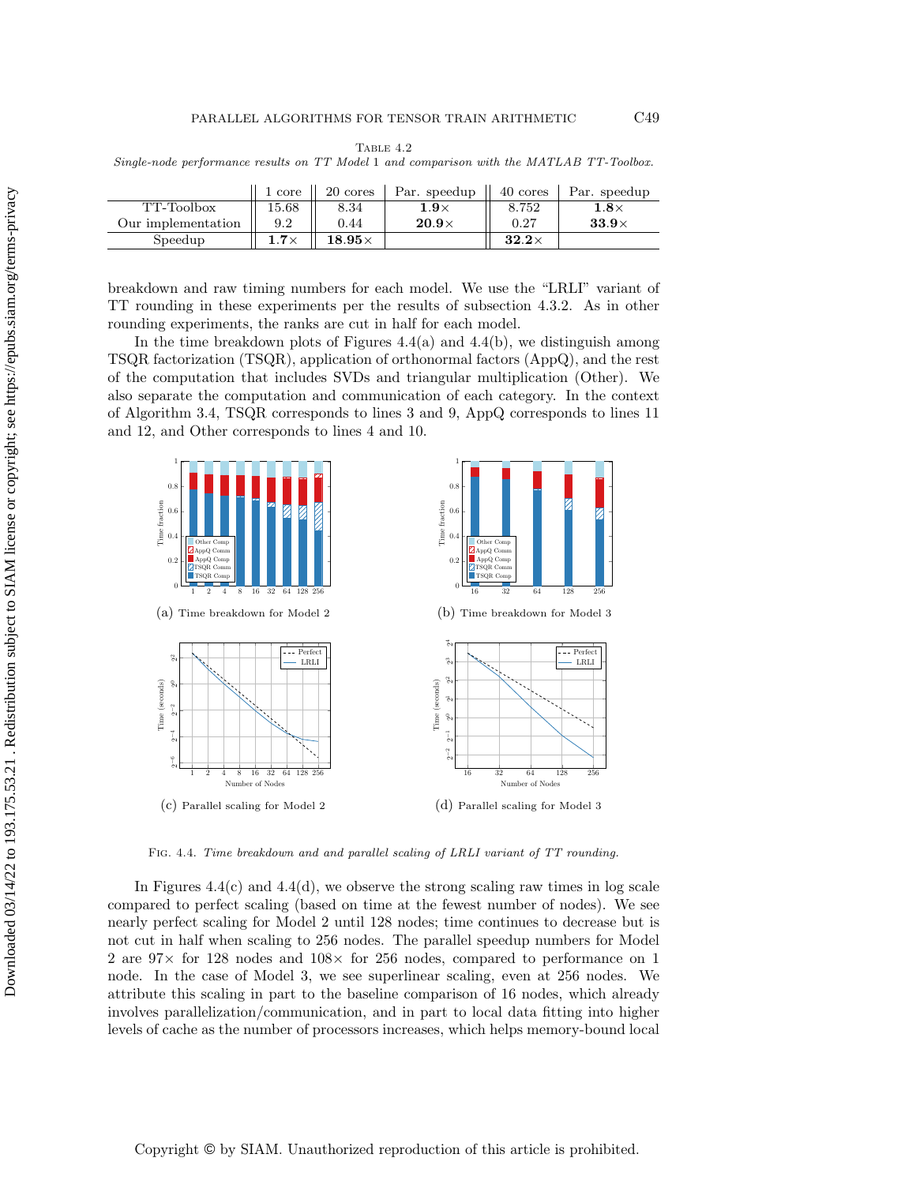Table 4.2
*Single-node performance results on TT Model 1 and comparison with the MATLAB TT-Toolbox.*

| | 1 core | 20 cores | Par. speedup | 40 cores | Par. speedup |
|---|---|---|---|---|---|
| TT-Toolbox | 15.68 | 8.34 | **1.9×** | 8.752 | **1.8×** |
| Our implementation | 9.2 | 0.44 | **20.9×** | 0.27 | **33.9×** |
| Speedup | **1.7×** | **18.95×** | | **32.2×** | |

breakdown and raw timing numbers for each model. We use the "LRLI" variant of TT rounding in these experiments per the results of subsection 4.3.2. As in other rounding experiments, the ranks are cut in half for each model.

In the time breakdown plots of Figures 4.4(a) and 4.4(b), we distinguish among TSQR factorization (TSQR), application of orthonormal factors (AppQ), and the rest of the computation that includes SVDs and triangular multiplication (Other). We also separate the computation and communication of each category. In the context of Algorithm 3.4, TSQR corresponds to lines 3 and 9, AppQ corresponds to lines 11 and 12, and Other corresponds to lines 4 and 10.

(a) Time breakdown for Model 2

(b) Time breakdown for Model 3

(c) Parallel scaling for Model 2

(d) Parallel scaling for Model 3

Fig. 4.4. *Time breakdown and and parallel scaling of LRLI variant of TT rounding.*

In Figures 4.4(c) and 4.4(d), we observe the strong scaling raw times in log scale compared to perfect scaling (based on time at the fewest number of nodes). We see nearly perfect scaling for Model 2 until 128 nodes; time continues to decrease but is not cut in half when scaling to 256 nodes. The parallel speedup numbers for Model 2 are 97× for 128 nodes and 108× for 256 nodes, compared to performance on 1 node. In the case of Model 3, we see superlinear scaling, even at 256 nodes. We attribute this scaling in part to the baseline comparison of 16 nodes, which already involves parallelization/communication, and in part to local data fitting into higher levels of cache as the number of processors increases, which helps memory-bound local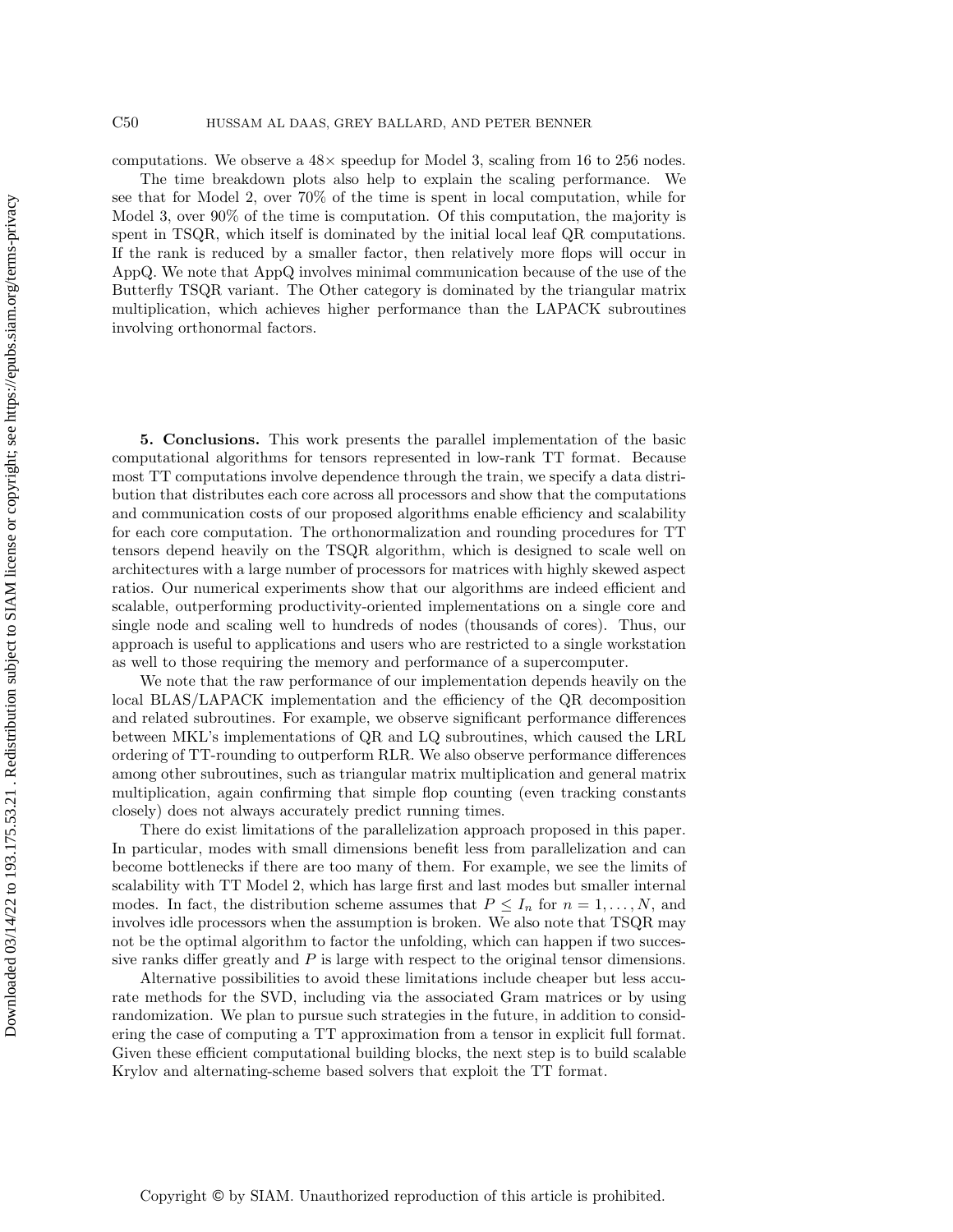computations. We observe a 48× speedup for Model 3, scaling from 16 to 256 nodes.

The time breakdown plots also help to explain the scaling performance. We see that for Model 2, over 70% of the time is spent in local computation, while for Model 3, over 90% of the time is computation. Of this computation, the majority is spent in TSQR, which itself is dominated by the initial local leaf QR computations. If the rank is reduced by a smaller factor, then relatively more flops will occur in AppQ. We note that AppQ involves minimal communication because of the use of the Butterfly TSQR variant. The Other category is dominated by the triangular matrix multiplication, which achieves higher performance than the LAPACK subroutines involving orthonormal factors.

## 5. Conclusions.

This work presents the parallel implementation of the basic computational algorithms for tensors represented in low-rank TT format. Because most TT computations involve dependence through the train, we specify a data distribution that distributes each core across all processors and show that the computations and communication costs of our proposed algorithms enable efficiency and scalability for each core computation. The orthonormalization and rounding procedures for TT tensors depend heavily on the TSQR algorithm, which is designed to scale well on architectures with a large number of processors for matrices with highly skewed aspect ratios. Our numerical experiments show that our algorithms are indeed efficient and scalable, outperforming productivity-oriented implementations on a single core and single node and scaling well to hundreds of nodes (thousands of cores). Thus, our approach is useful to applications and users who are restricted to a single workstation as well to those requiring the memory and performance of a supercomputer.

We note that the raw performance of our implementation depends heavily on the local BLAS/LAPACK implementation and the efficiency of the QR decomposition and related subroutines. For example, we observe significant performance differences between MKL's implementations of QR and LQ subroutines, which caused the LRL ordering of TT-rounding to outperform RLR. We also observe performance differences among other subroutines, such as triangular matrix multiplication and general matrix multiplication, again confirming that simple flop counting (even tracking constants closely) does not always accurately predict running times.

There do exist limitations of the parallelization approach proposed in this paper. In particular, modes with small dimensions benefit less from parallelization and can become bottlenecks if there are too many of them. For example, we see the limits of scalability with TT Model 2, which has large first and last modes but smaller internal modes. In fact, the distribution scheme assumes that $P \leq I_n$ for $n = 1, \ldots, N$, and involves idle processors when the assumption is broken. We also note that TSQR may not be the optimal algorithm to factor the unfolding, which can happen if two successive ranks differ greatly and $P$ is large with respect to the original tensor dimensions.

Alternative possibilities to avoid these limitations include cheaper but less accurate methods for the SVD, including via the associated Gram matrices or by using randomization. We plan to pursue such strategies in the future, in addition to considering the case of computing a TT approximation from a tensor in explicit full format. Given these efficient computational building blocks, the next step is to build scalable Krylov and alternating-scheme based solvers that exploit the TT format.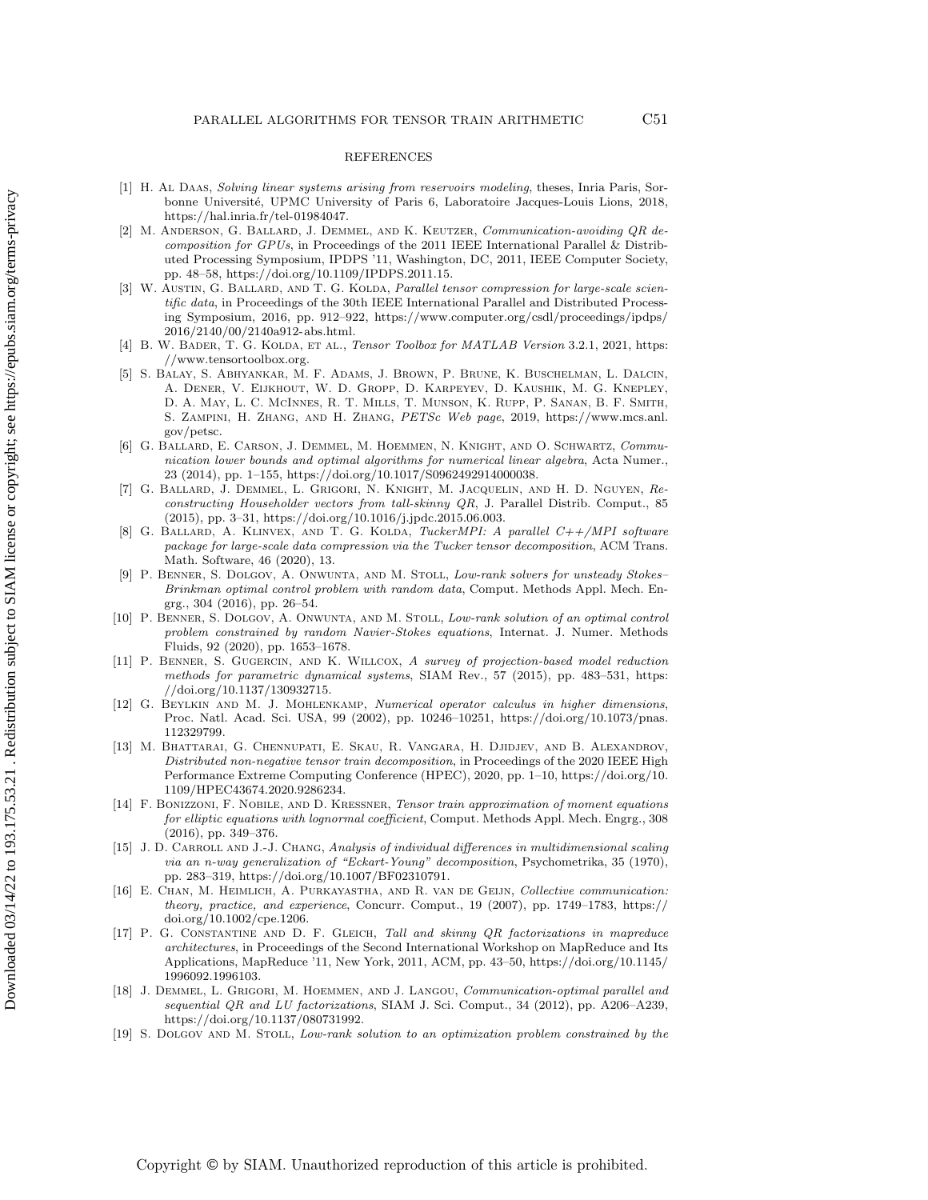## REFERENCES

[1] H. Al Daas, *Solving linear systems arising from reservoirs modeling*, theses, Inria Paris, Sorbonne Université, UPMC University of Paris 6, Laboratoire Jacques-Louis Lions, 2018, https://hal.inria.fr/tel-01984047.

[2] M. Anderson, G. Ballard, J. Demmel, and K. Keutzer, *Communication-avoiding QR decomposition for GPUs*, in Proceedings of the 2011 IEEE International Parallel & Distributed Processing Symposium, IPDPS '11, Washington, DC, 2011, IEEE Computer Society, pp. 48–58, https://doi.org/10.1109/IPDPS.2011.15.

[3] W. Austin, G. Ballard, and T. G. Kolda, *Parallel tensor compression for large-scale scientific data*, in Proceedings of the 30th IEEE International Parallel and Distributed Processing Symposium, 2016, pp. 912–922, https://www.computer.org/csdl/proceedings/ipdps/2016/2140/00/2140a912-abs.html.

[4] B. W. Bader, T. G. Kolda, et al., *Tensor Toolbox for MATLAB Version* 3.2.1, 2021, https://www.tensortoolbox.org.

[5] S. Balay, S. Abhyankar, M. F. Adams, J. Brown, P. Brune, K. Buschelman, L. Dalcin, A. Dener, V. Eijkhout, W. D. Gropp, D. Karpeyev, D. Kaushik, M. G. Knepley, D. A. May, L. C. McInnes, R. T. Mills, T. Munson, K. Rupp, P. Sanan, B. F. Smith, S. Zampini, H. Zhang, and H. Zhang, *PETSc Web page*, 2019, https://www.mcs.anl.gov/petsc.

[6] G. Ballard, E. Carson, J. Demmel, M. Hoemmen, N. Knight, and O. Schwartz, *Communication lower bounds and optimal algorithms for numerical linear algebra*, Acta Numer., 23 (2014), pp. 1–155, https://doi.org/10.1017/S0962492914000038.

[7] G. Ballard, J. Demmel, L. Grigori, N. Knight, M. Jacquelin, and H. D. Nguyen, *Reconstructing Householder vectors from tall-skinny QR*, J. Parallel Distrib. Comput., 85 (2015), pp. 3–31, https://doi.org/10.1016/j.jpdc.2015.06.003.

[8] G. Ballard, A. Klinvex, and T. G. Kolda, *TuckerMPI: A parallel C++/MPI software package for large-scale data compression via the Tucker tensor decomposition*, ACM Trans. Math. Software, 46 (2020), 13.

[9] P. Benner, S. Dolgov, A. Onwunta, and M. Stoll, *Low-rank solvers for unsteady Stokes–Brinkman optimal control problem with random data*, Comput. Methods Appl. Mech. Engrg., 304 (2016), pp. 26–54.

[10] P. Benner, S. Dolgov, A. Onwunta, and M. Stoll, *Low-rank solution of an optimal control problem constrained by random Navier-Stokes equations*, Internat. J. Numer. Methods Fluids, 92 (2020), pp. 1653–1678.

[11] P. Benner, S. Gugercin, and K. Willcox, *A survey of projection-based model reduction methods for parametric dynamical systems*, SIAM Rev., 57 (2015), pp. 483–531, https://doi.org/10.1137/130932715.

[12] G. Beylkin and M. J. Mohlenkamp, *Numerical operator calculus in higher dimensions*, Proc. Natl. Acad. Sci. USA, 99 (2002), pp. 10246–10251, https://doi.org/10.1073/pnas.112329799.

[13] M. Bhattarai, G. Chennupati, E. Skau, R. Vangara, H. Djidjev, and B. Alexandrov, *Distributed non-negative tensor train decomposition*, in Proceedings of the 2020 IEEE High Performance Extreme Computing Conference (HPEC), 2020, pp. 1–10, https://doi.org/10.1109/HPEC43674.2020.9286234.

[14] F. Bonizzoni, F. Nobile, and D. Kressner, *Tensor train approximation of moment equations for elliptic equations with lognormal coefficient*, Comput. Methods Appl. Mech. Engrg., 308 (2016), pp. 349–376.

[15] J. D. Carroll and J.-J. Chang, *Analysis of individual differences in multidimensional scaling via an n-way generalization of "Eckart-Young" decomposition*, Psychometrika, 35 (1970), pp. 283–319, https://doi.org/10.1007/BF02310791.

[16] E. Chan, M. Heimlich, A. Purkayastha, and R. van de Geijn, *Collective communication: theory, practice, and experience*, Concurr. Comput., 19 (2007), pp. 1749–1783, https://doi.org/10.1002/cpe.1206.

[17] P. G. Constantine and D. F. Gleich, *Tall and skinny QR factorizations in mapreduce architectures*, in Proceedings of the Second International Workshop on MapReduce and Its Applications, MapReduce '11, New York, 2011, ACM, pp. 43–50, https://doi.org/10.1145/1996092.1996103.

[18] J. Demmel, L. Grigori, M. Hoemmen, and J. Langou, *Communication-optimal parallel and sequential QR and LU factorizations*, SIAM J. Sci. Comput., 34 (2012), pp. A206–A239, https://doi.org/10.1137/080731992.

[19] S. Dolgov and M. Stoll, *Low-rank solution to an optimization problem constrained by the*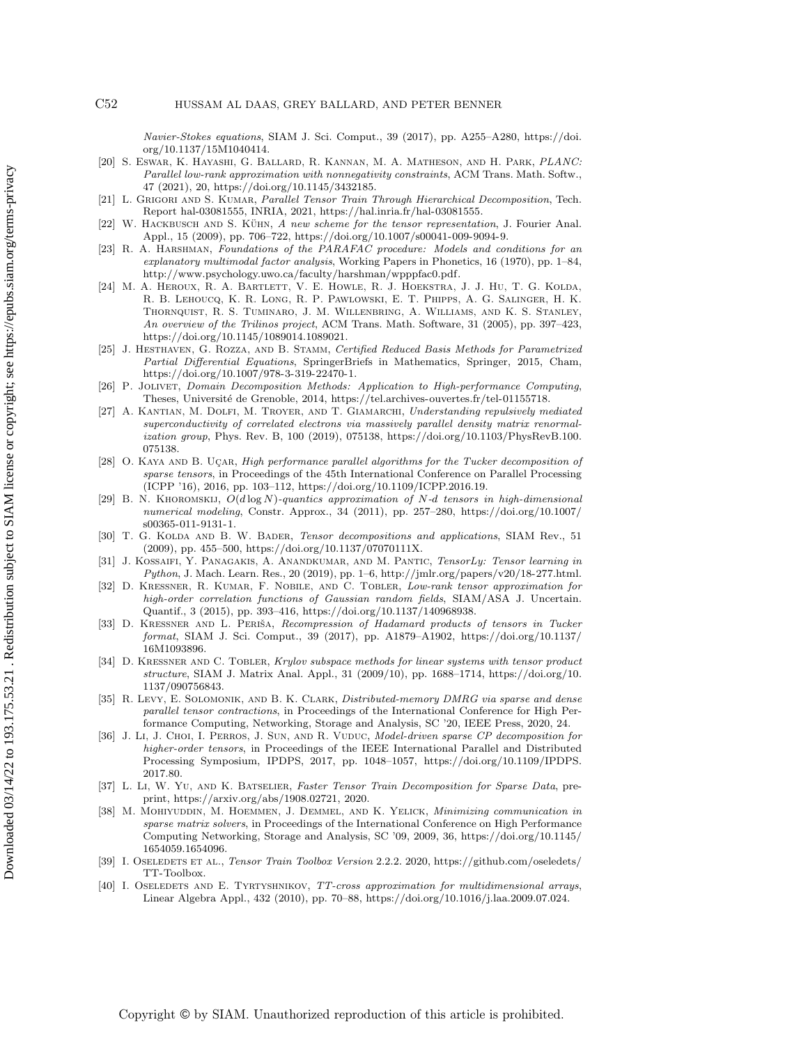*Navier-Stokes equations*, SIAM J. Sci. Comput., 39 (2017), pp. A255–A280, https://doi.org/10.1137/15M1040414.

[20] S. Eswar, K. Hayashi, G. Ballard, R. Kannan, M. A. Matheson, and H. Park, *PLANC: Parallel low-rank approximation with nonnegativity constraints*, ACM Trans. Math. Softw., 47 (2021), 20, https://doi.org/10.1145/3432185.

[21] L. Grigori and S. Kumar, *Parallel Tensor Train Through Hierarchical Decomposition*, Tech. Report hal-03081555, INRIA, 2021, https://hal.inria.fr/hal-03081555.

[22] W. Hackbusch and S. Kühn, *A new scheme for the tensor representation*, J. Fourier Anal. Appl., 15 (2009), pp. 706–722, https://doi.org/10.1007/s00041-009-9094-9.

[23] R. A. Harshman, *Foundations of the PARAFAC procedure: Models and conditions for an explanatory multimodal factor analysis*, Working Papers in Phonetics, 16 (1970), pp. 1–84, http://www.psychology.uwo.ca/faculty/harshman/wpppfac0.pdf.

[24] M. A. Heroux, R. A. Bartlett, V. E. Howle, R. J. Hoekstra, J. J. Hu, T. G. Kolda, R. B. Lehoucq, K. R. Long, R. P. Pawlowski, E. T. Phipps, A. G. Salinger, H. K. Thornquist, R. S. Tuminaro, J. M. Willenbring, A. Williams, and K. S. Stanley, *An overview of the Trilinos project*, ACM Trans. Math. Software, 31 (2005), pp. 397–423, https://doi.org/10.1145/1089014.1089021.

[25] J. Hesthaven, G. Rozza, and B. Stamm, *Certified Reduced Basis Methods for Parametrized Partial Differential Equations*, SpringerBriefs in Mathematics, Springer, 2015, Cham, https://doi.org/10.1007/978-3-319-22470-1.

[26] P. Jolivet, *Domain Decomposition Methods: Application to High-performance Computing*, Theses, Université de Grenoble, 2014, https://tel.archives-ouvertes.fr/tel-01155718.

[27] A. Kantian, M. Dolfi, M. Troyer, and T. Giamarchi, *Understanding repulsively mediated superconductivity of correlated electrons via massively parallel density matrix renormalization group*, Phys. Rev. B, 100 (2019), 075138, https://doi.org/10.1103/PhysRevB.100.075138.

[28] O. Kaya and B. Uçar, *High performance parallel algorithms for the Tucker decomposition of sparse tensors*, in Proceedings of the 45th International Conference on Parallel Processing (ICPP '16), 2016, pp. 103–112, https://doi.org/10.1109/ICPP.2016.19.

[29] B. N. Khoromskij, *$O(d \log N)$-quantics approximation of $N$-$d$ tensors in high-dimensional numerical modeling*, Constr. Approx., 34 (2011), pp. 257–280, https://doi.org/10.1007/s00365-011-9131-1.

[30] T. G. Kolda and B. W. Bader, *Tensor decompositions and applications*, SIAM Rev., 51 (2009), pp. 455–500, https://doi.org/10.1137/07070111X.

[31] J. Kossaifi, Y. Panagakis, A. Anandkumar, and M. Pantic, *TensorLy: Tensor learning in Python*, J. Mach. Learn. Res., 20 (2019), pp. 1–6, http://jmlr.org/papers/v20/18-277.html.

[32] D. Kressner, R. Kumar, F. Nobile, and C. Tobler, *Low-rank tensor approximation for high-order correlation functions of Gaussian random fields*, SIAM/ASA J. Uncertain. Quantif., 3 (2015), pp. 393–416, https://doi.org/10.1137/140968938.

[33] D. Kressner and L. Periša, *Recompression of Hadamard products of tensors in Tucker format*, SIAM J. Sci. Comput., 39 (2017), pp. A1879–A1902, https://doi.org/10.1137/16M1093896.

[34] D. Kressner and C. Tobler, *Krylov subspace methods for linear systems with tensor product structure*, SIAM J. Matrix Anal. Appl., 31 (2009/10), pp. 1688–1714, https://doi.org/10.1137/090756843.

[35] R. Levy, E. Solomonik, and B. K. Clark, *Distributed-memory DMRG via sparse and dense parallel tensor contractions*, in Proceedings of the International Conference for High Performance Computing, Networking, Storage and Analysis, SC '20, IEEE Press, 2020, 24.

[36] J. Li, J. Choi, I. Perros, J. Sun, and R. Vuduc, *Model-driven sparse CP decomposition for higher-order tensors*, in Proceedings of the IEEE International Parallel and Distributed Processing Symposium, IPDPS, 2017, pp. 1048–1057, https://doi.org/10.1109/IPDPS.2017.80.

[37] L. Li, W. Yu, and K. Batselier, *Faster Tensor Train Decomposition for Sparse Data*, preprint, https://arxiv.org/abs/1908.02721, 2020.

[38] M. Mohiyuddin, M. Hoemmen, J. Demmel, and K. Yelick, *Minimizing communication in sparse matrix solvers*, in Proceedings of the International Conference on High Performance Computing Networking, Storage and Analysis, SC '09, 2009, 36, https://doi.org/10.1145/1654059.1654096.

[39] I. Oseledets et al., *Tensor Train Toolbox Version* 2.2.2. 2020, https://github.com/oseledets/TT-Toolbox.

[40] I. Oseledets and E. Tyrtyshnikov, *TT-cross approximation for multidimensional arrays*, Linear Algebra Appl., 432 (2010), pp. 70–88, https://doi.org/10.1016/j.laa.2009.07.024.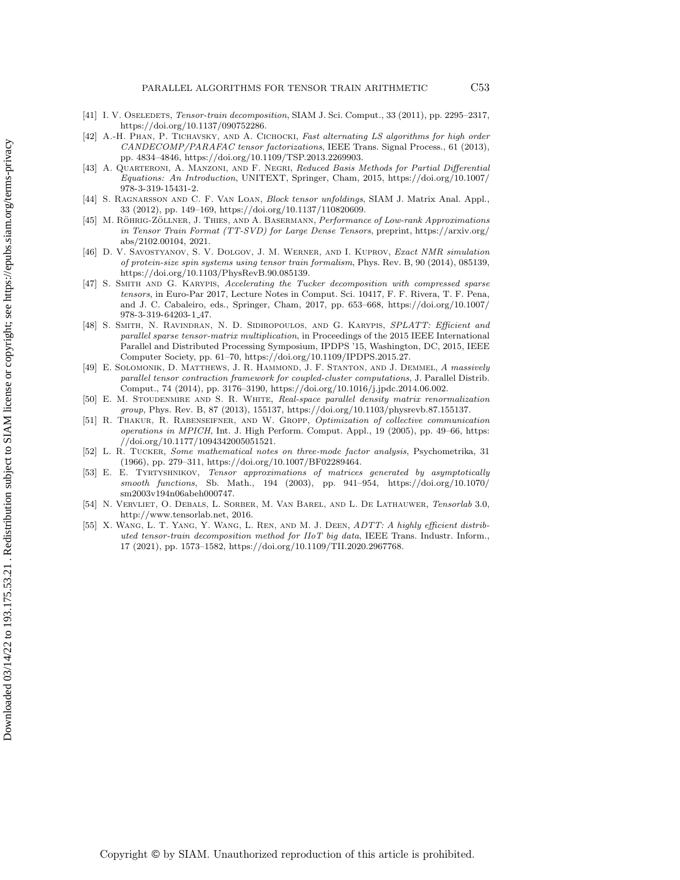[41] I. V. Oseledets, *Tensor-train decomposition*, SIAM J. Sci. Comput., 33 (2011), pp. 2295–2317, https://doi.org/10.1137/090752286.

[42] A.-H. Phan, P. Tichavsky, and A. Cichocki, *Fast alternating LS algorithms for high order CANDECOMP/PARAFAC tensor factorizations*, IEEE Trans. Signal Process., 61 (2013), pp. 4834–4846, https://doi.org/10.1109/TSP.2013.2269903.

[43] A. Quarteroni, A. Manzoni, and F. Negri, *Reduced Basis Methods for Partial Differential Equations: An Introduction*, UNITEXT, Springer, Cham, 2015, https://doi.org/10.1007/978-3-319-15431-2.

[44] S. Ragnarsson and C. F. Van Loan, *Block tensor unfoldings*, SIAM J. Matrix Anal. Appl., 33 (2012), pp. 149–169, https://doi.org/10.1137/110820609.

[45] M. Röhrig-Zöllner, J. Thies, and A. Basermann, *Performance of Low-rank Approximations in Tensor Train Format (TT-SVD) for Large Dense Tensors*, preprint, https://arxiv.org/abs/2102.00104, 2021.

[46] D. V. Savostyanov, S. V. Dolgov, J. M. Werner, and I. Kuprov, *Exact NMR simulation of protein-size spin systems using tensor train formalism*, Phys. Rev. B, 90 (2014), 085139, https://doi.org/10.1103/PhysRevB.90.085139.

[47] S. Smith and G. Karypis, *Accelerating the Tucker decomposition with compressed sparse tensors*, in Euro-Par 2017, Lecture Notes in Comput. Sci. 10417, F. F. Rivera, T. F. Pena, and J. C. Cabaleiro, eds., Springer, Cham, 2017, pp. 653–668, https://doi.org/10.1007/978-3-319-64203-1_47.

[48] S. Smith, N. Ravindran, N. D. Sidiropoulos, and G. Karypis, *SPLATT: Efficient and parallel sparse tensor-matrix multiplication*, in Proceedings of the 2015 IEEE International Parallel and Distributed Processing Symposium, IPDPS '15, Washington, DC, 2015, IEEE Computer Society, pp. 61–70, https://doi.org/10.1109/IPDPS.2015.27.

[49] E. Solomonik, D. Matthews, J. R. Hammond, J. F. Stanton, and J. Demmel, *A massively parallel tensor contraction framework for coupled-cluster computations*, J. Parallel Distrib. Comput., 74 (2014), pp. 3176–3190, https://doi.org/10.1016/j.jpdc.2014.06.002.

[50] E. M. Stoudenmire and S. R. White, *Real-space parallel density matrix renormalization group*, Phys. Rev. B, 87 (2013), 155137, https://doi.org/10.1103/physrevb.87.155137.

[51] R. Thakur, R. Rabenseifner, and W. Gropp, *Optimization of collective communication operations in MPICH*, Int. J. High Perform. Comput. Appl., 19 (2005), pp. 49–66, https://doi.org/10.1177/1094342005051521.

[52] L. R. Tucker, *Some mathematical notes on three-mode factor analysis*, Psychometrika, 31 (1966), pp. 279–311, https://doi.org/10.1007/BF02289464.

[53] E. E. Tyrtyshnikov, *Tensor approximations of matrices generated by asymptotically smooth functions*, Sb. Math., 194 (2003), pp. 941–954, https://doi.org/10.1070/sm2003v194n06abeh000747.

[54] N. Vervliet, O. Debals, L. Sorber, M. Van Barel, and L. De Lathauwer, *Tensorlab* 3.0, http://www.tensorlab.net, 2016.

[55] X. Wang, L. T. Yang, Y. Wang, L. Ren, and M. J. Deen, *ADTT: A highly efficient distributed tensor-train decomposition method for IIoT big data*, IEEE Trans. Industr. Inform., 17 (2021), pp. 1573–1582, https://doi.org/10.1109/TII.2020.2967768.